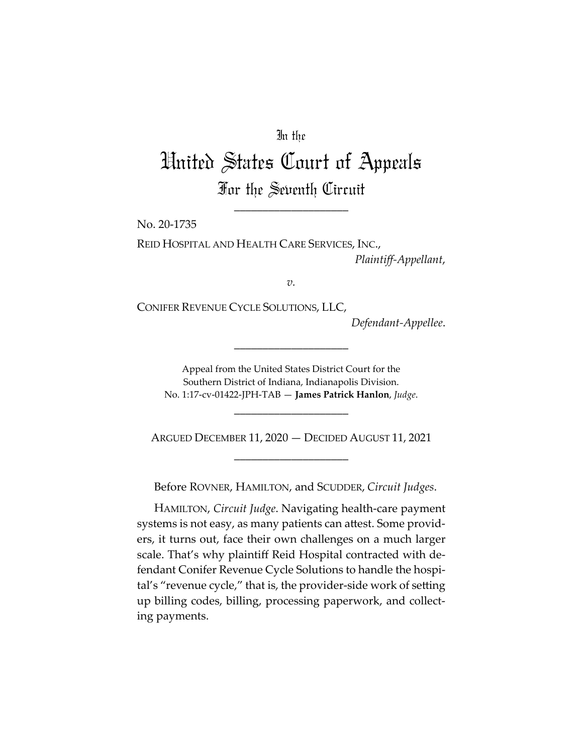In the

# United States Court of Appeals

## For the Seventh Circuit

\_\_\_\_\_\_\_\_\_\_\_\_\_\_\_\_\_\_\_\_

No. 20-1735

REID HOSPITAL AND HEALTH CARE SERVICES, INC.,

*Plaintiff-Appellant*,

*v.*

CONIFER REVENUE CYCLE SOLUTIONS, LLC,

*Defendant-Appellee*.

\_\_\_\_\_\_\_\_\_\_\_\_\_\_\_\_\_\_\_\_

Appeal from the United States District Court for the Southern District of Indiana, Indianapolis Division.
No. 1:17-cv-01422-JPH-TAB — **James Patrick Hanlon**, *Judge*.

\_\_\_\_\_\_\_\_\_\_\_\_\_\_\_\_\_\_\_\_

ARGUED DECEMBER 11, 2020 — DECIDED AUGUST 11, 2021

\_\_\_\_\_\_\_\_\_\_\_\_\_\_\_\_\_\_\_\_

Before ROVNER, HAMILTON, and SCUDDER, *Circuit Judges*.

HAMILTON, *Circuit Judge*. Navigating health-care payment systems is not easy, as many patients can attest. Some providers, it turns out, face their own challenges on a much larger scale. That's why plaintiff Reid Hospital contracted with defendant Conifer Revenue Cycle Solutions to handle the hospital's "revenue cycle," that is, the provider-side work of setting up billing codes, billing, processing paperwork, and collecting payments.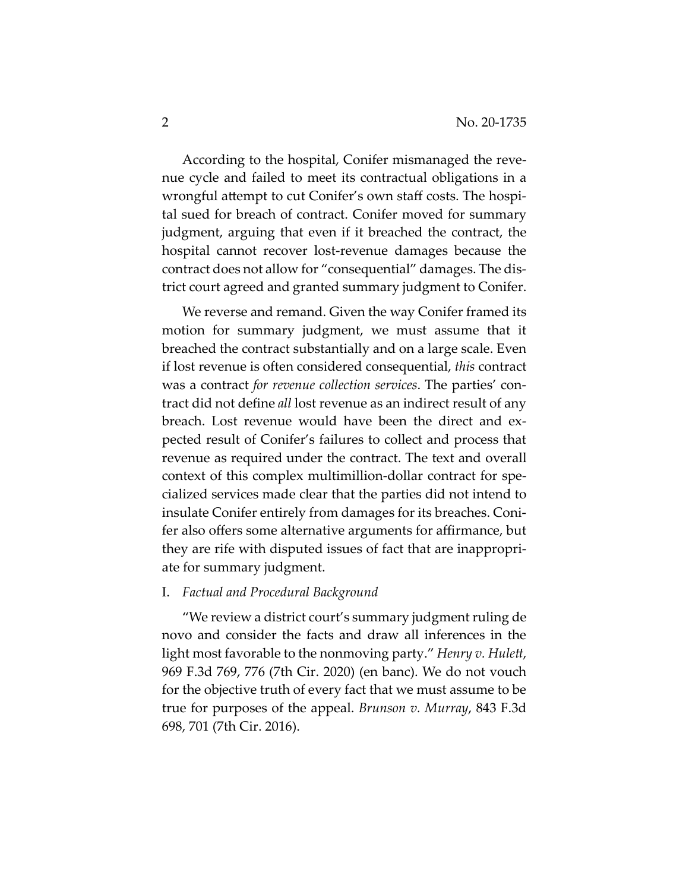According to the hospital, Conifer mismanaged the revenue cycle and failed to meet its contractual obligations in a wrongful attempt to cut Conifer's own staff costs. The hospital sued for breach of contract. Conifer moved for summary judgment, arguing that even if it breached the contract, the hospital cannot recover lost-revenue damages because the contract does not allow for "consequential" damages. The district court agreed and granted summary judgment to Conifer.

We reverse and remand. Given the way Conifer framed its motion for summary judgment, we must assume that it breached the contract substantially and on a large scale. Even if lost revenue is often considered consequential, *this* contract was a contract *for revenue collection services*. The parties' contract did not define *all* lost revenue as an indirect result of any breach. Lost revenue would have been the direct and expected result of Conifer's failures to collect and process that revenue as required under the contract. The text and overall context of this complex multimillion-dollar contract for specialized services made clear that the parties did not intend to insulate Conifer entirely from damages for its breaches. Conifer also offers some alternative arguments for affirmance, but they are rife with disputed issues of fact that are inappropriate for summary judgment.

## I. *Factual and Procedural Background*

"We review a district court's summary judgment ruling de novo and consider the facts and draw all inferences in the light most favorable to the nonmoving party." *Henry v. Hulett*, 969 F.3d 769, 776 (7th Cir. 2020) (en banc). We do not vouch for the objective truth of every fact that we must assume to be true for purposes of the appeal. *Brunson v. Murray*, 843 F.3d 698, 701 (7th Cir. 2016).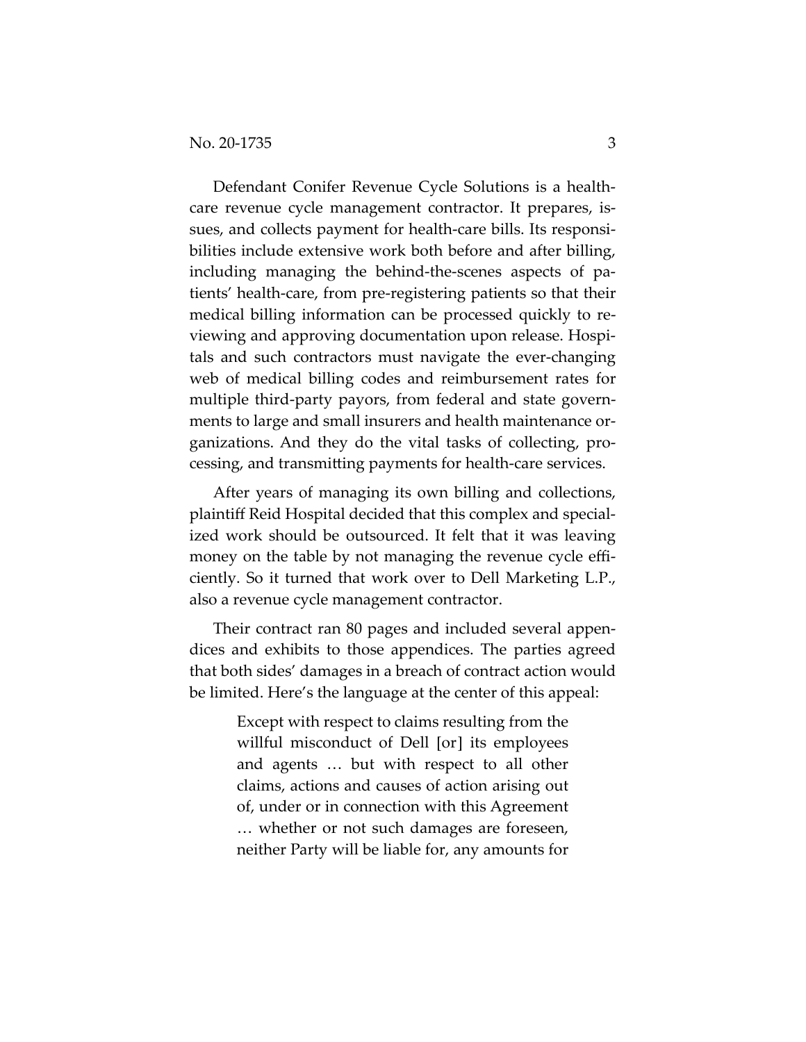Defendant Conifer Revenue Cycle Solutions is a health-care revenue cycle management contractor. It prepares, issues, and collects payment for health-care bills. Its responsibilities include extensive work both before and after billing, including managing the behind-the-scenes aspects of patients' health-care, from pre-registering patients so that their medical billing information can be processed quickly to reviewing and approving documentation upon release. Hospitals and such contractors must navigate the ever-changing web of medical billing codes and reimbursement rates for multiple third-party payors, from federal and state governments to large and small insurers and health maintenance organizations. And they do the vital tasks of collecting, processing, and transmitting payments for health-care services.

After years of managing its own billing and collections, plaintiff Reid Hospital decided that this complex and specialized work should be outsourced. It felt that it was leaving money on the table by not managing the revenue cycle efficiently. So it turned that work over to Dell Marketing L.P., also a revenue cycle management contractor.

Their contract ran 80 pages and included several appendices and exhibits to those appendices. The parties agreed that both sides' damages in a breach of contract action would be limited. Here's the language at the center of this appeal:

> Except with respect to claims resulting from the willful misconduct of Dell [or] its employees and agents … but with respect to all other claims, actions and causes of action arising out of, under or in connection with this Agreement … whether or not such damages are foreseen, neither Party will be liable for, any amounts for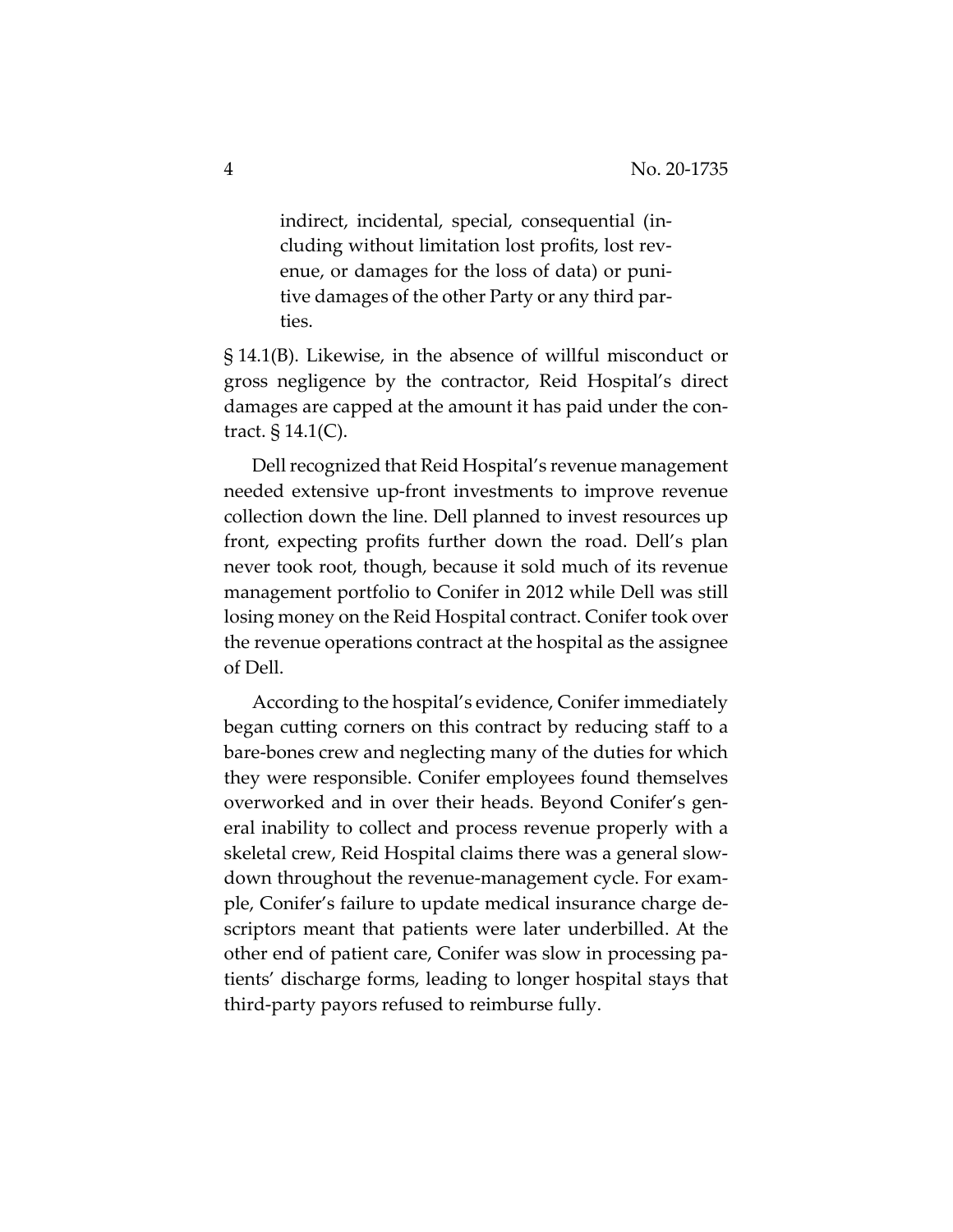> indirect, incidental, special, consequential (including without limitation lost profits, lost revenue, or damages for the loss of data) or punitive damages of the other Party or any third parties.

§ 14.1(B). Likewise, in the absence of willful misconduct or gross negligence by the contractor, Reid Hospital's direct damages are capped at the amount it has paid under the contract. § 14.1(C).

Dell recognized that Reid Hospital's revenue management needed extensive up-front investments to improve revenue collection down the line. Dell planned to invest resources up front, expecting profits further down the road. Dell's plan never took root, though, because it sold much of its revenue management portfolio to Conifer in 2012 while Dell was still losing money on the Reid Hospital contract. Conifer took over the revenue operations contract at the hospital as the assignee of Dell.

According to the hospital's evidence, Conifer immediately began cutting corners on this contract by reducing staff to a bare-bones crew and neglecting many of the duties for which they were responsible. Conifer employees found themselves overworked and in over their heads. Beyond Conifer's general inability to collect and process revenue properly with a skeletal crew, Reid Hospital claims there was a general slowdown throughout the revenue-management cycle. For example, Conifer's failure to update medical insurance charge descriptors meant that patients were later underbilled. At the other end of patient care, Conifer was slow in processing patients' discharge forms, leading to longer hospital stays that third-party payors refused to reimburse fully.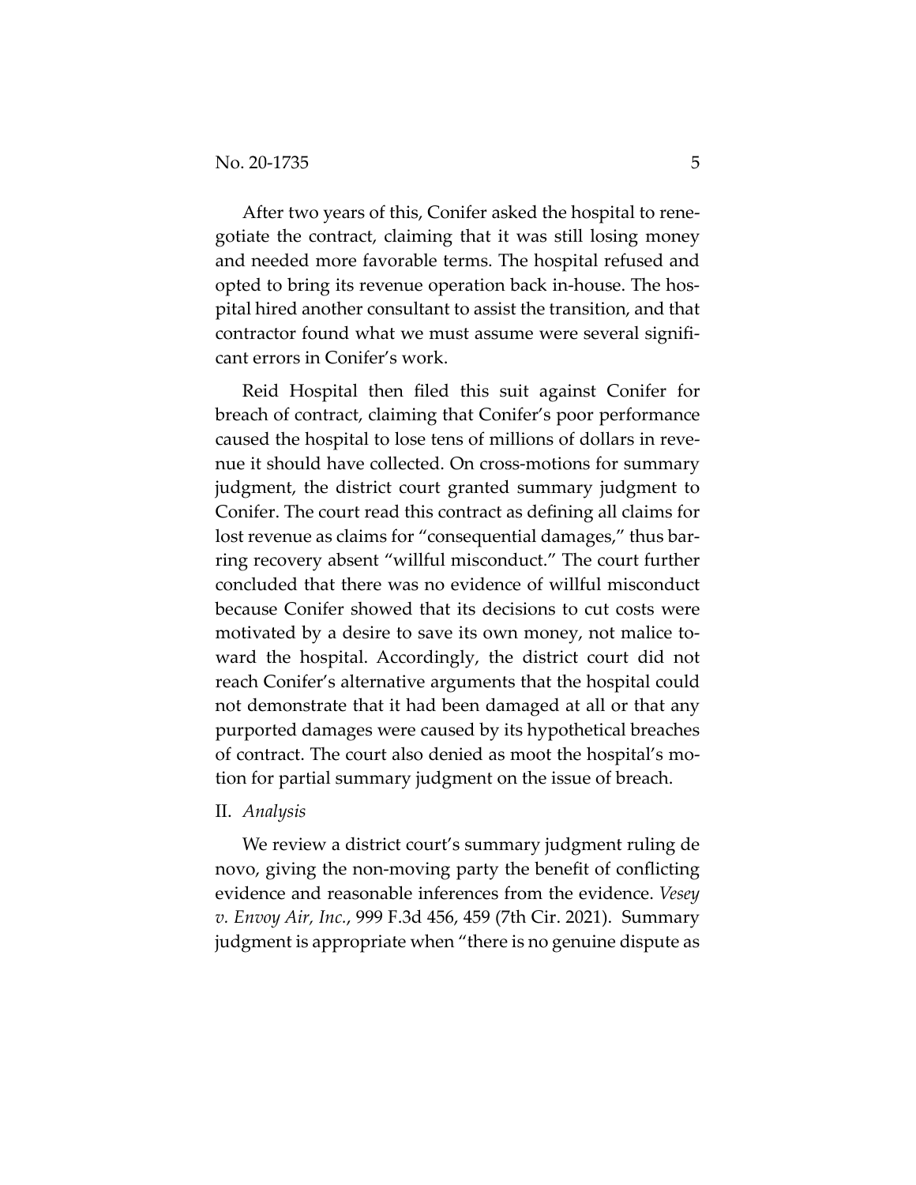After two years of this, Conifer asked the hospital to renegotiate the contract, claiming that it was still losing money and needed more favorable terms. The hospital refused and opted to bring its revenue operation back in-house. The hospital hired another consultant to assist the transition, and that contractor found what we must assume were several significant errors in Conifer's work.

Reid Hospital then filed this suit against Conifer for breach of contract, claiming that Conifer's poor performance caused the hospital to lose tens of millions of dollars in revenue it should have collected. On cross-motions for summary judgment, the district court granted summary judgment to Conifer. The court read this contract as defining all claims for lost revenue as claims for "consequential damages," thus barring recovery absent "willful misconduct." The court further concluded that there was no evidence of willful misconduct because Conifer showed that its decisions to cut costs were motivated by a desire to save its own money, not malice toward the hospital. Accordingly, the district court did not reach Conifer's alternative arguments that the hospital could not demonstrate that it had been damaged at all or that any purported damages were caused by its hypothetical breaches of contract. The court also denied as moot the hospital's motion for partial summary judgment on the issue of breach.

## II. *Analysis*

We review a district court's summary judgment ruling de novo, giving the non-moving party the benefit of conflicting evidence and reasonable inferences from the evidence. *Vesey v. Envoy Air, Inc.*, 999 F.3d 456, 459 (7th Cir. 2021). Summary judgment is appropriate when "there is no genuine dispute as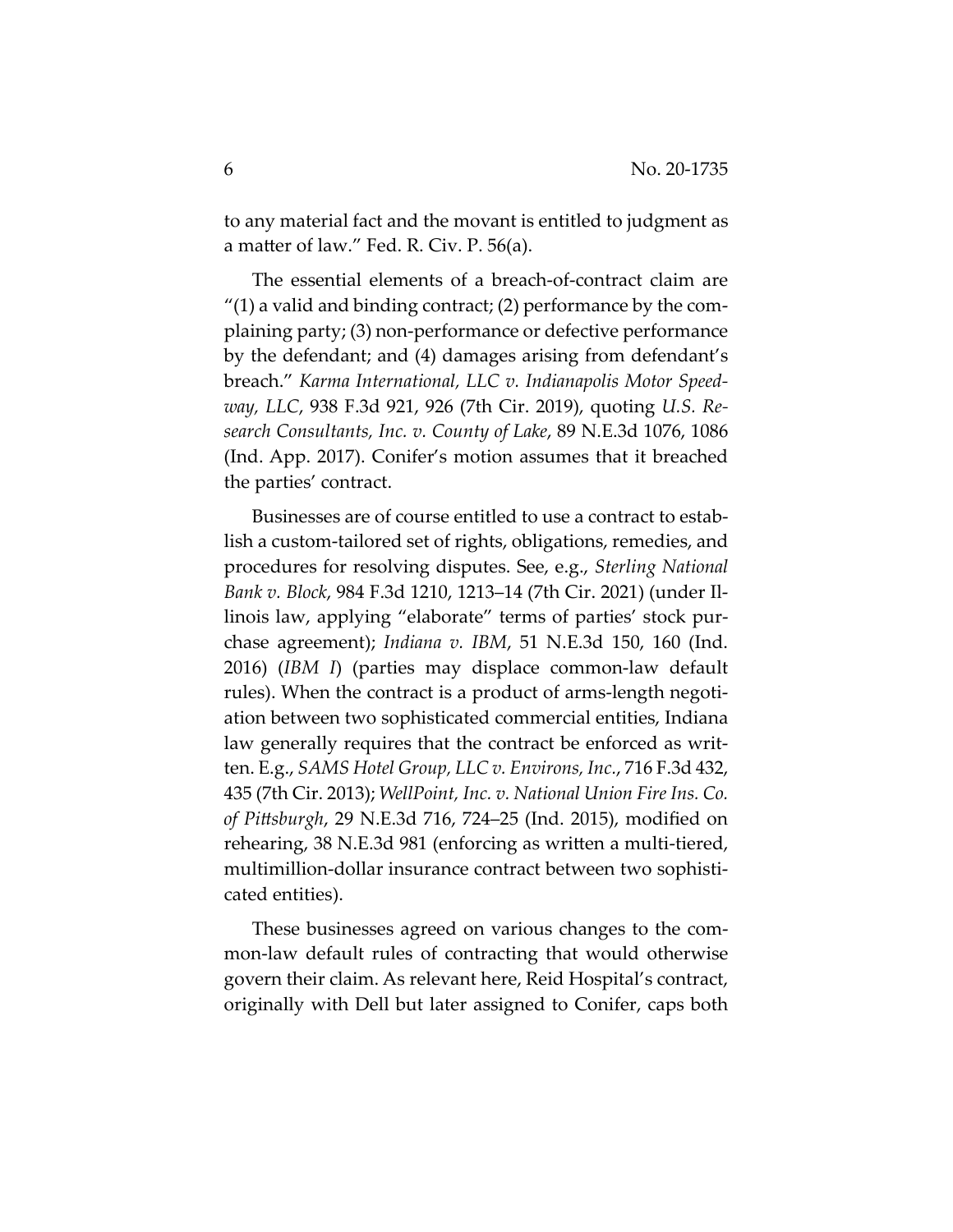to any material fact and the movant is entitled to judgment as a matter of law." Fed. R. Civ. P. 56(a).

The essential elements of a breach-of-contract claim are "(1) a valid and binding contract; (2) performance by the complaining party; (3) non-performance or defective performance by the defendant; and (4) damages arising from defendant's breach." *Karma International, LLC v. Indianapolis Motor Speedway, LLC*, 938 F.3d 921, 926 (7th Cir. 2019), quoting *U.S. Research Consultants, Inc. v. County of Lake*, 89 N.E.3d 1076, 1086 (Ind. App. 2017). Conifer's motion assumes that it breached the parties' contract.

Businesses are of course entitled to use a contract to establish a custom-tailored set of rights, obligations, remedies, and procedures for resolving disputes. See, e.g., *Sterling National Bank v. Block*, 984 F.3d 1210, 1213–14 (7th Cir. 2021) (under Illinois law, applying "elaborate" terms of parties' stock purchase agreement); *Indiana v. IBM*, 51 N.E.3d 150, 160 (Ind. 2016) (*IBM I*) (parties may displace common-law default rules). When the contract is a product of arms-length negotiation between two sophisticated commercial entities, Indiana law generally requires that the contract be enforced as written. E.g., *SAMS Hotel Group, LLC v. Environs, Inc.*, 716 F.3d 432, 435 (7th Cir. 2013); *WellPoint, Inc. v. National Union Fire Ins. Co. of Pittsburgh*, 29 N.E.3d 716, 724–25 (Ind. 2015), modified on rehearing, 38 N.E.3d 981 (enforcing as written a multi-tiered, multimillion-dollar insurance contract between two sophisticated entities).

These businesses agreed on various changes to the common-law default rules of contracting that would otherwise govern their claim. As relevant here, Reid Hospital's contract, originally with Dell but later assigned to Conifer, caps both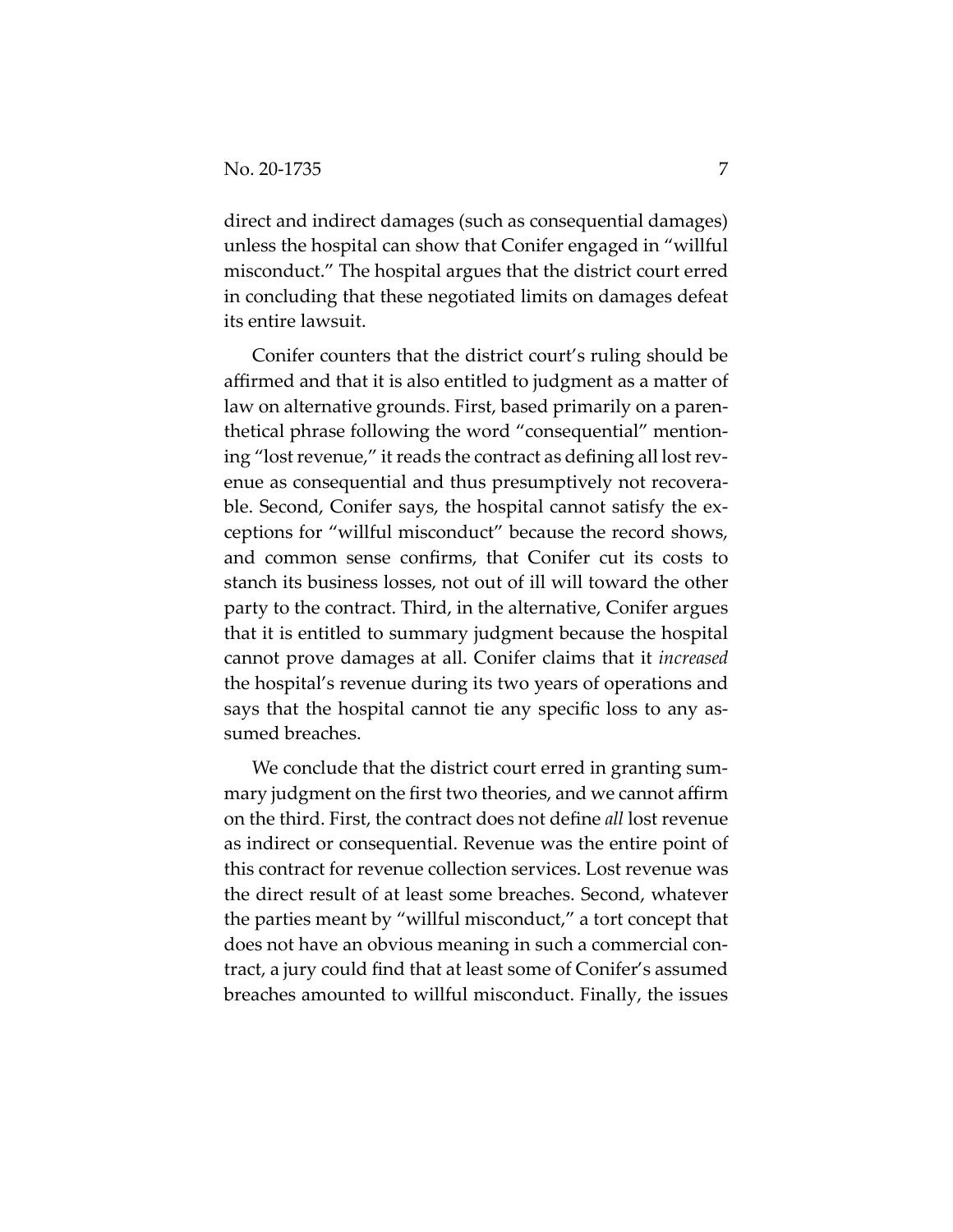direct and indirect damages (such as consequential damages) unless the hospital can show that Conifer engaged in "willful misconduct." The hospital argues that the district court erred in concluding that these negotiated limits on damages defeat its entire lawsuit.

Conifer counters that the district court's ruling should be affirmed and that it is also entitled to judgment as a matter of law on alternative grounds. First, based primarily on a parenthetical phrase following the word "consequential" mentioning "lost revenue," it reads the contract as defining all lost revenue as consequential and thus presumptively not recoverable. Second, Conifer says, the hospital cannot satisfy the exceptions for "willful misconduct" because the record shows, and common sense confirms, that Conifer cut its costs to stanch its business losses, not out of ill will toward the other party to the contract. Third, in the alternative, Conifer argues that it is entitled to summary judgment because the hospital cannot prove damages at all. Conifer claims that it *increased* the hospital's revenue during its two years of operations and says that the hospital cannot tie any specific loss to any assumed breaches.

We conclude that the district court erred in granting summary judgment on the first two theories, and we cannot affirm on the third. First, the contract does not define *all* lost revenue as indirect or consequential. Revenue was the entire point of this contract for revenue collection services. Lost revenue was the direct result of at least some breaches. Second, whatever the parties meant by "willful misconduct," a tort concept that does not have an obvious meaning in such a commercial contract, a jury could find that at least some of Conifer's assumed breaches amounted to willful misconduct. Finally, the issues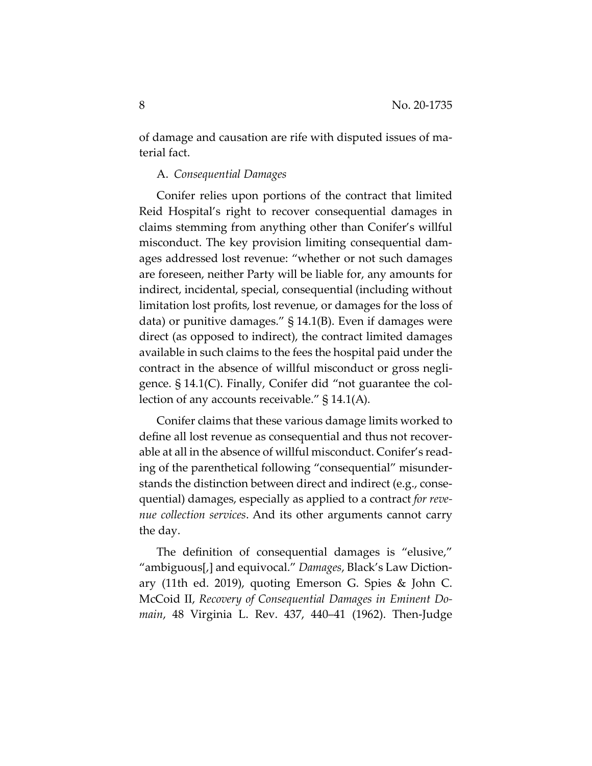of damage and causation are rife with disputed issues of material fact.

A. *Consequential Damages*

Conifer relies upon portions of the contract that limited Reid Hospital's right to recover consequential damages in claims stemming from anything other than Conifer's willful misconduct. The key provision limiting consequential damages addressed lost revenue: "whether or not such damages are foreseen, neither Party will be liable for, any amounts for indirect, incidental, special, consequential (including without limitation lost profits, lost revenue, or damages for the loss of data) or punitive damages." § 14.1(B). Even if damages were direct (as opposed to indirect), the contract limited damages available in such claims to the fees the hospital paid under the contract in the absence of willful misconduct or gross negligence. § 14.1(C). Finally, Conifer did "not guarantee the collection of any accounts receivable." § 14.1(A).

Conifer claims that these various damage limits worked to define all lost revenue as consequential and thus not recoverable at all in the absence of willful misconduct. Conifer's reading of the parenthetical following "consequential" misunderstands the distinction between direct and indirect (e.g., consequential) damages, especially as applied to a contract *for revenue collection services*. And its other arguments cannot carry the day.

The definition of consequential damages is "elusive," "ambiguous[,] and equivocal." *Damages*, Black's Law Dictionary (11th ed. 2019), quoting Emerson G. Spies & John C. McCoid II, *Recovery of Consequential Damages in Eminent Domain*, 48 Virginia L. Rev. 437, 440–41 (1962). Then-Judge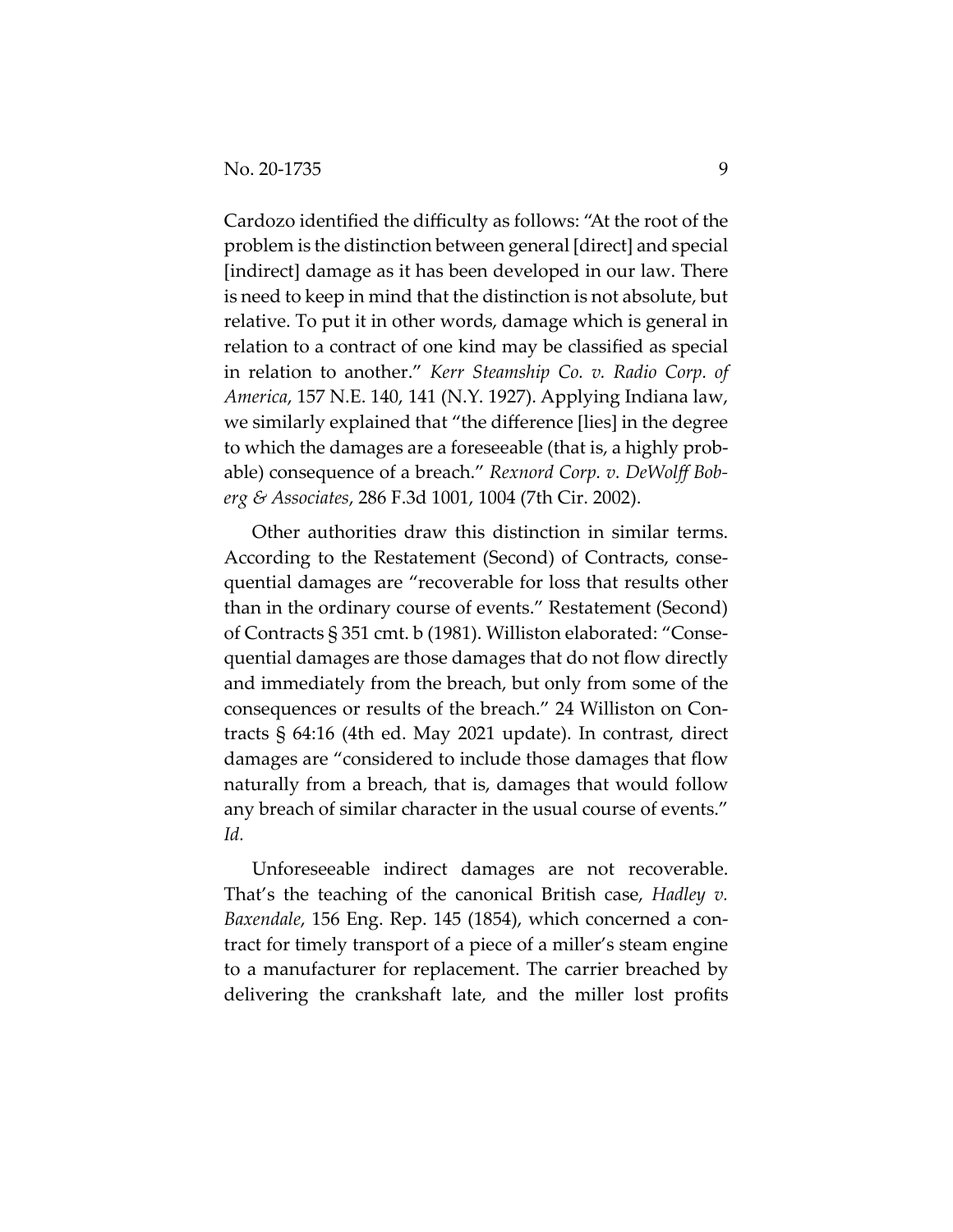Cardozo identified the difficulty as follows: "At the root of the problem is the distinction between general [direct] and special [indirect] damage as it has been developed in our law. There is need to keep in mind that the distinction is not absolute, but relative. To put it in other words, damage which is general in relation to a contract of one kind may be classified as special in relation to another." *Kerr Steamship Co. v. Radio Corp. of America*, 157 N.E. 140, 141 (N.Y. 1927). Applying Indiana law, we similarly explained that "the difference [lies] in the degree to which the damages are a foreseeable (that is, a highly probable) consequence of a breach." *Rexnord Corp. v. DeWolff Boberg & Associates*, 286 F.3d 1001, 1004 (7th Cir. 2002).

Other authorities draw this distinction in similar terms. According to the Restatement (Second) of Contracts, consequential damages are "recoverable for loss that results other than in the ordinary course of events." Restatement (Second) of Contracts § 351 cmt. b (1981). Williston elaborated: "Consequential damages are those damages that do not flow directly and immediately from the breach, but only from some of the consequences or results of the breach." 24 Williston on Contracts § 64:16 (4th ed. May 2021 update). In contrast, direct damages are "considered to include those damages that flow naturally from a breach, that is, damages that would follow any breach of similar character in the usual course of events." *Id.*

Unforeseeable indirect damages are not recoverable. That's the teaching of the canonical British case, *Hadley v. Baxendale*, 156 Eng. Rep. 145 (1854), which concerned a contract for timely transport of a piece of a miller's steam engine to a manufacturer for replacement. The carrier breached by delivering the crankshaft late, and the miller lost profits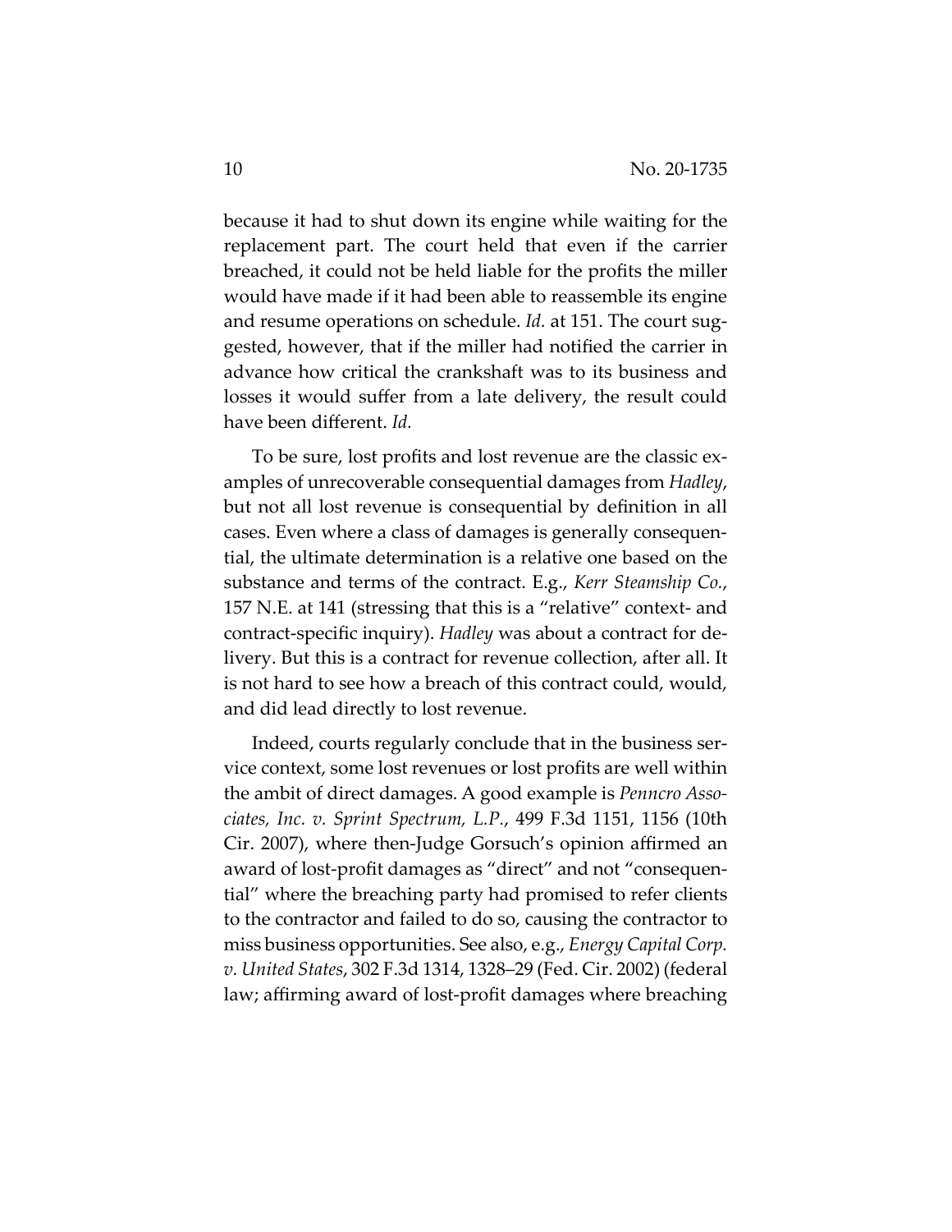because it had to shut down its engine while waiting for the replacement part. The court held that even if the carrier breached, it could not be held liable for the profits the miller would have made if it had been able to reassemble its engine and resume operations on schedule. *Id.* at 151. The court suggested, however, that if the miller had notified the carrier in advance how critical the crankshaft was to its business and losses it would suffer from a late delivery, the result could have been different. *Id.*

To be sure, lost profits and lost revenue are the classic examples of unrecoverable consequential damages from *Hadley*, but not all lost revenue is consequential by definition in all cases. Even where a class of damages is generally consequential, the ultimate determination is a relative one based on the substance and terms of the contract. E.g., *Kerr Steamship Co.*, 157 N.E. at 141 (stressing that this is a "relative" context- and contract-specific inquiry). *Hadley* was about a contract for delivery. But this is a contract for revenue collection, after all. It is not hard to see how a breach of this contract could, would, and did lead directly to lost revenue.

Indeed, courts regularly conclude that in the business service context, some lost revenues or lost profits are well within the ambit of direct damages. A good example is *Penncro Associates, Inc. v. Sprint Spectrum, L.P.*, 499 F.3d 1151, 1156 (10th Cir. 2007), where then-Judge Gorsuch's opinion affirmed an award of lost-profit damages as "direct" and not "consequential" where the breaching party had promised to refer clients to the contractor and failed to do so, causing the contractor to miss business opportunities. See also, e.g., *Energy Capital Corp. v. United States*, 302 F.3d 1314, 1328–29 (Fed. Cir. 2002) (federal law; affirming award of lost-profit damages where breaching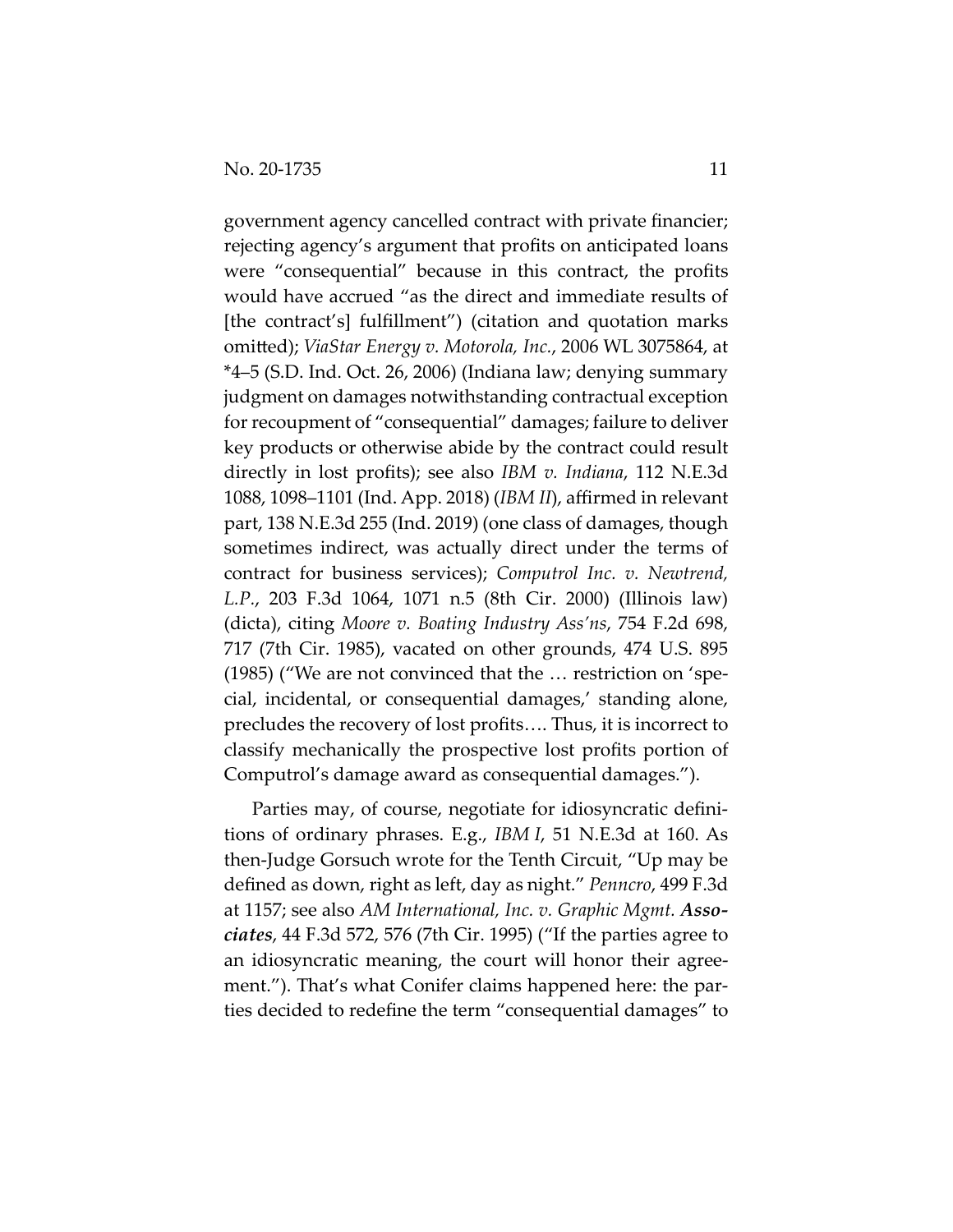government agency cancelled contract with private financier; rejecting agency's argument that profits on anticipated loans were "consequential" because in this contract, the profits would have accrued "as the direct and immediate results of [the contract's] fulfillment") (citation and quotation marks omitted); *ViaStar Energy v. Motorola, Inc.*, 2006 WL 3075864, at *4–5 (S.D. Ind. Oct. 26, 2006) (Indiana law; denying summary judgment on damages notwithstanding contractual exception for recoupment of "consequential" damages; failure to deliver key products or otherwise abide by the contract could result directly in lost profits); see also *IBM v. Indiana*, 112 N.E.3d 1088, 1098–1101 (Ind. App. 2018) (*IBM II*), affirmed in relevant part, 138 N.E.3d 255 (Ind. 2019) (one class of damages, though sometimes indirect, was actually direct under the terms of contract for business services); *Computrol Inc. v. Newtrend, L.P.*, 203 F.3d 1064, 1071 n.5 (8th Cir. 2000) (Illinois law) (dicta), citing *Moore v. Boating Industry Ass'ns*, 754 F.2d 698, 717 (7th Cir. 1985), vacated on other grounds, 474 U.S. 895 (1985) ("We are not convinced that the … restriction on 'special, incidental, or consequential damages,' standing alone, precludes the recovery of lost profits…. Thus, it is incorrect to classify mechanically the prospective lost profits portion of Computrol's damage award as consequential damages.").

Parties may, of course, negotiate for idiosyncratic definitions of ordinary phrases. E.g., *IBM I*, 51 N.E.3d at 160. As then-Judge Gorsuch wrote for the Tenth Circuit, "Up may be defined as down, right as left, day as night." *Penncro*, 499 F.3d at 1157; see also *AM International, Inc. v. Graphic Mgmt. **Associates***, 44 F.3d 572, 576 (7th Cir. 1995) ("If the parties agree to an idiosyncratic meaning, the court will honor their agreement."). That's what Conifer claims happened here: the parties decided to redefine the term "consequential damages" to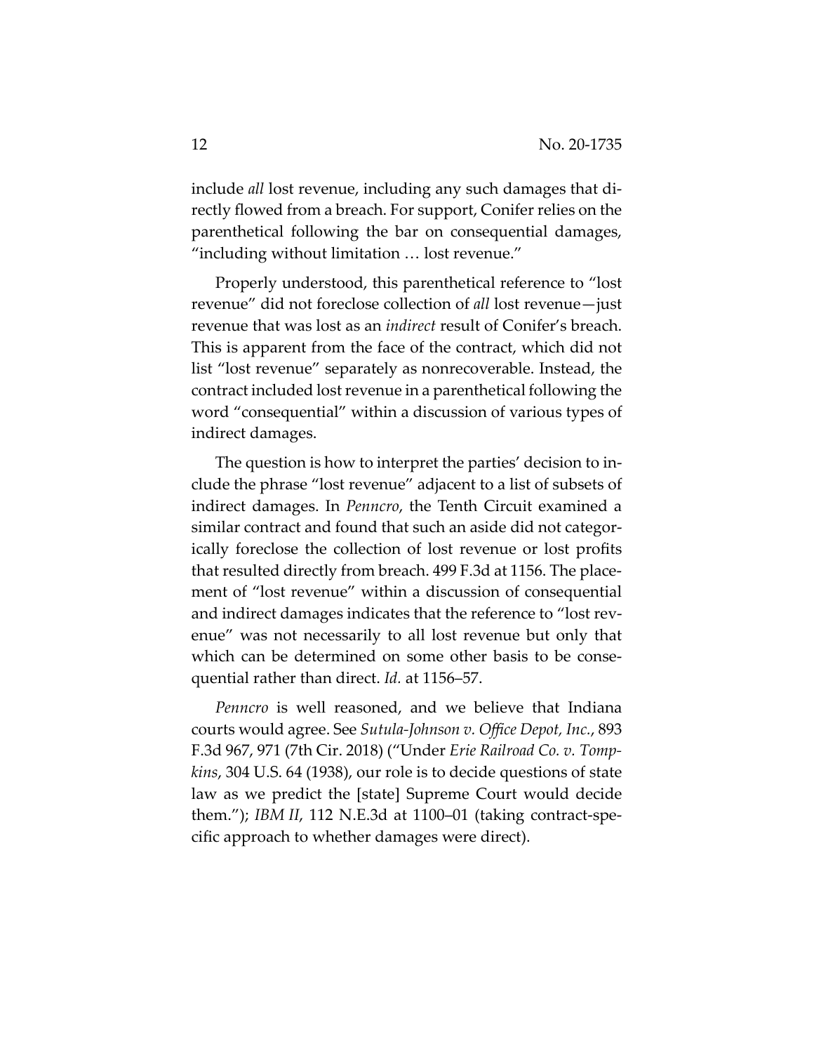include *all* lost revenue, including any such damages that directly flowed from a breach. For support, Conifer relies on the parenthetical following the bar on consequential damages, "including without limitation … lost revenue."

Properly understood, this parenthetical reference to "lost revenue" did not foreclose collection of *all* lost revenue—just revenue that was lost as an *indirect* result of Conifer's breach. This is apparent from the face of the contract, which did not list "lost revenue" separately as nonrecoverable. Instead, the contract included lost revenue in a parenthetical following the word "consequential" within a discussion of various types of indirect damages.

The question is how to interpret the parties' decision to include the phrase "lost revenue" adjacent to a list of subsets of indirect damages. In *Penncro*, the Tenth Circuit examined a similar contract and found that such an aside did not categorically foreclose the collection of lost revenue or lost profits that resulted directly from breach. 499 F.3d at 1156. The placement of "lost revenue" within a discussion of consequential and indirect damages indicates that the reference to "lost revenue" was not necessarily to all lost revenue but only that which can be determined on some other basis to be consequential rather than direct. *Id.* at 1156–57.

*Penncro* is well reasoned, and we believe that Indiana courts would agree. See *Sutula-Johnson v. Office Depot, Inc.*, 893 F.3d 967, 971 (7th Cir. 2018) ("Under *Erie Railroad Co. v. Tompkins*, 304 U.S. 64 (1938), our role is to decide questions of state law as we predict the [state] Supreme Court would decide them."); *IBM II*, 112 N.E.3d at 1100–01 (taking contract-specific approach to whether damages were direct).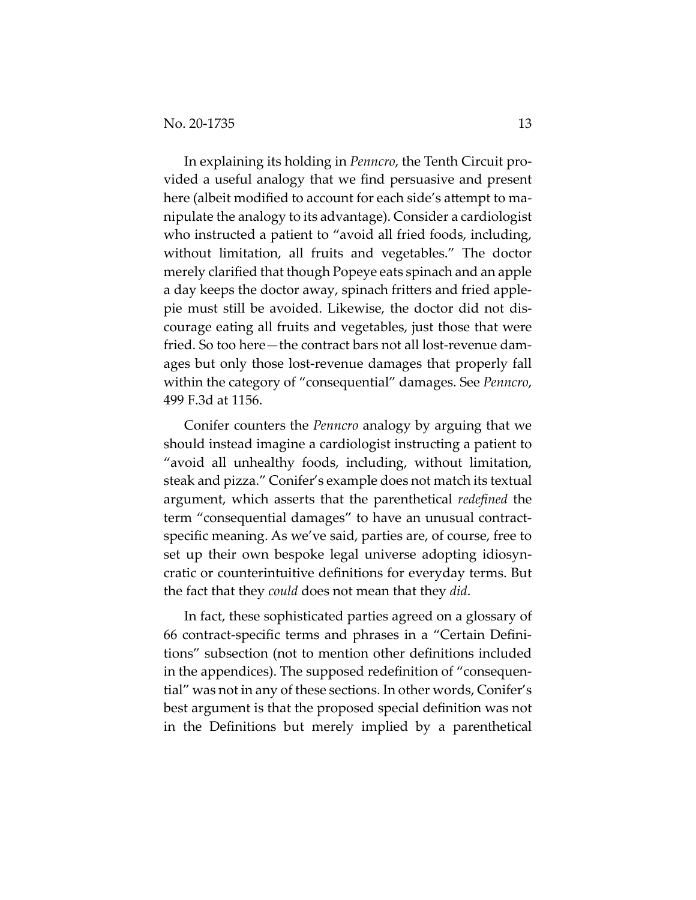In explaining its holding in *Penncro*, the Tenth Circuit provided a useful analogy that we find persuasive and present here (albeit modified to account for each side's attempt to manipulate the analogy to its advantage). Consider a cardiologist who instructed a patient to "avoid all fried foods, including, without limitation, all fruits and vegetables." The doctor merely clarified that though Popeye eats spinach and an apple a day keeps the doctor away, spinach fritters and fried apple-pie must still be avoided. Likewise, the doctor did not discourage eating all fruits and vegetables, just those that were fried. So too here—the contract bars not all lost-revenue damages but only those lost-revenue damages that properly fall within the category of "consequential" damages. See *Penncro*, 499 F.3d at 1156.

Conifer counters the *Penncro* analogy by arguing that we should instead imagine a cardiologist instructing a patient to "avoid all unhealthy foods, including, without limitation, steak and pizza." Conifer's example does not match its textual argument, which asserts that the parenthetical *redefined* the term "consequential damages" to have an unusual contract-specific meaning. As we've said, parties are, of course, free to set up their own bespoke legal universe adopting idiosyncratic or counterintuitive definitions for everyday terms. But the fact that they *could* does not mean that they *did*.

In fact, these sophisticated parties agreed on a glossary of 66 contract-specific terms and phrases in a "Certain Definitions" subsection (not to mention other definitions included in the appendices). The supposed redefinition of "consequential" was not in any of these sections. In other words, Conifer's best argument is that the proposed special definition was not in the Definitions but merely implied by a parenthetical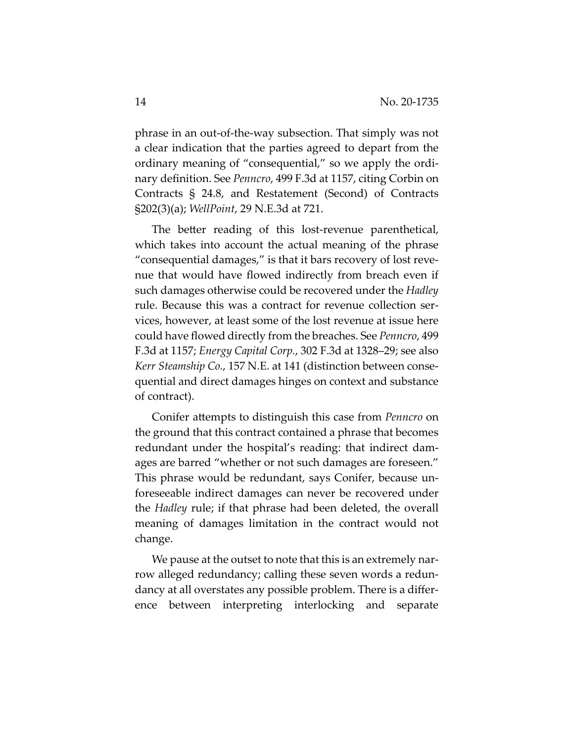phrase in an out-of-the-way subsection. That simply was not a clear indication that the parties agreed to depart from the ordinary meaning of "consequential," so we apply the ordinary definition. See *Penncro*, 499 F.3d at 1157, citing Corbin on Contracts § 24.8, and Restatement (Second) of Contracts §202(3)(a); *WellPoint*, 29 N.E.3d at 721.

The better reading of this lost-revenue parenthetical, which takes into account the actual meaning of the phrase "consequential damages," is that it bars recovery of lost revenue that would have flowed indirectly from breach even if such damages otherwise could be recovered under the *Hadley* rule. Because this was a contract for revenue collection services, however, at least some of the lost revenue at issue here could have flowed directly from the breaches. See *Penncro*, 499 F.3d at 1157; *Energy Capital Corp.*, 302 F.3d at 1328–29; see also *Kerr Steamship Co.*, 157 N.E. at 141 (distinction between consequential and direct damages hinges on context and substance of contract).

Conifer attempts to distinguish this case from *Penncro* on the ground that this contract contained a phrase that becomes redundant under the hospital's reading: that indirect damages are barred "whether or not such damages are foreseen." This phrase would be redundant, says Conifer, because unforeseeable indirect damages can never be recovered under the *Hadley* rule; if that phrase had been deleted, the overall meaning of damages limitation in the contract would not change.

We pause at the outset to note that this is an extremely narrow alleged redundancy; calling these seven words a redundancy at all overstates any possible problem. There is a difference between interpreting interlocking and separate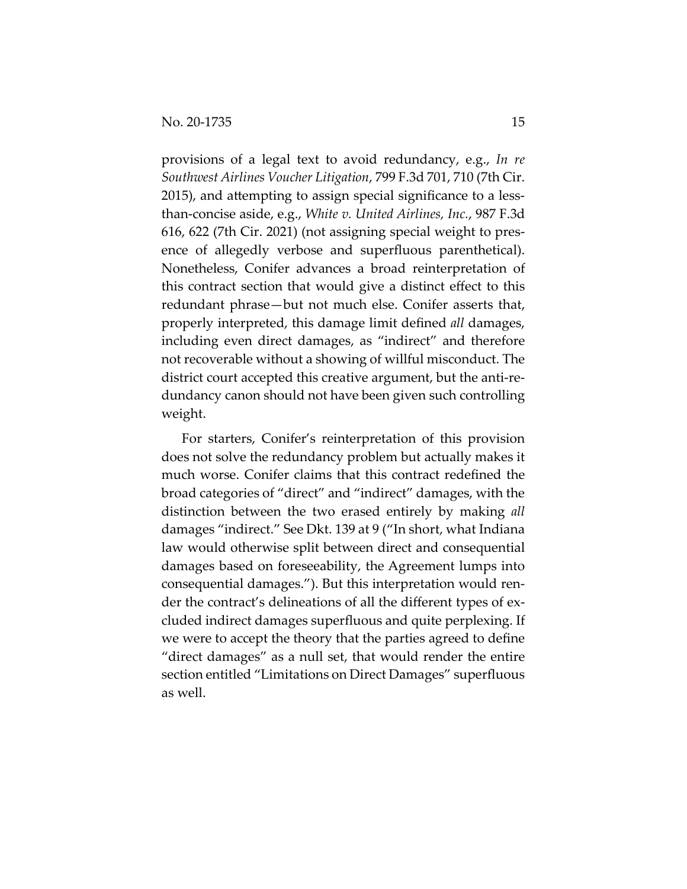provisions of a legal text to avoid redundancy, e.g., *In re Southwest Airlines Voucher Litigation*, 799 F.3d 701, 710 (7th Cir. 2015), and attempting to assign special significance to a less-than-concise aside, e.g., *White v. United Airlines, Inc.*, 987 F.3d 616, 622 (7th Cir. 2021) (not assigning special weight to presence of allegedly verbose and superfluous parenthetical). Nonetheless, Conifer advances a broad reinterpretation of this contract section that would give a distinct effect to this redundant phrase—but not much else. Conifer asserts that, properly interpreted, this damage limit defined *all* damages, including even direct damages, as "indirect" and therefore not recoverable without a showing of willful misconduct. The district court accepted this creative argument, but the anti-redundancy canon should not have been given such controlling weight.

For starters, Conifer's reinterpretation of this provision does not solve the redundancy problem but actually makes it much worse. Conifer claims that this contract redefined the broad categories of "direct" and "indirect" damages, with the distinction between the two erased entirely by making *all* damages "indirect." See Dkt. 139 at 9 ("In short, what Indiana law would otherwise split between direct and consequential damages based on foreseeability, the Agreement lumps into consequential damages."). But this interpretation would render the contract's delineations of all the different types of excluded indirect damages superfluous and quite perplexing. If we were to accept the theory that the parties agreed to define "direct damages" as a null set, that would render the entire section entitled "Limitations on Direct Damages" superfluous as well.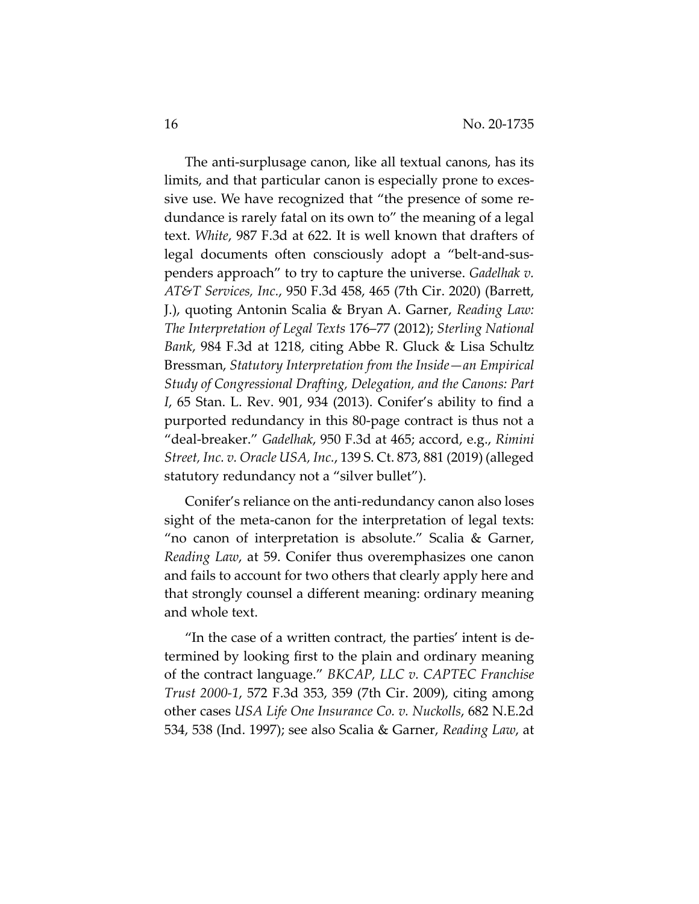The anti-surplusage canon, like all textual canons, has its limits, and that particular canon is especially prone to excessive use. We have recognized that "the presence of some redundance is rarely fatal on its own to" the meaning of a legal text. *White*, 987 F.3d at 622. It is well known that drafters of legal documents often consciously adopt a "belt-and-suspenders approach" to try to capture the universe. *Gadelhak v. AT&T Services, Inc.*, 950 F.3d 458, 465 (7th Cir. 2020) (Barrett, J.), quoting Antonin Scalia & Bryan A. Garner, *Reading Law: The Interpretation of Legal Texts* 176–77 (2012); *Sterling National Bank*, 984 F.3d at 1218, citing Abbe R. Gluck & Lisa Schultz Bressman, *Statutory Interpretation from the Inside—an Empirical Study of Congressional Drafting, Delegation, and the Canons: Part I*, 65 Stan. L. Rev. 901, 934 (2013). Conifer's ability to find a purported redundancy in this 80-page contract is thus not a "deal-breaker." *Gadelhak*, 950 F.3d at 465; accord, e.g., *Rimini Street, Inc. v. Oracle USA, Inc.*, 139 S. Ct. 873, 881 (2019) (alleged statutory redundancy not a "silver bullet").

Conifer's reliance on the anti-redundancy canon also loses sight of the meta-canon for the interpretation of legal texts: "no canon of interpretation is absolute." Scalia & Garner, *Reading Law*, at 59. Conifer thus overemphasizes one canon and fails to account for two others that clearly apply here and that strongly counsel a different meaning: ordinary meaning and whole text.

"In the case of a written contract, the parties' intent is determined by looking first to the plain and ordinary meaning of the contract language." *BKCAP, LLC v. CAPTEC Franchise Trust 2000-1*, 572 F.3d 353, 359 (7th Cir. 2009), citing among other cases *USA Life One Insurance Co. v. Nuckolls*, 682 N.E.2d 534, 538 (Ind. 1997); see also Scalia & Garner, *Reading Law*, at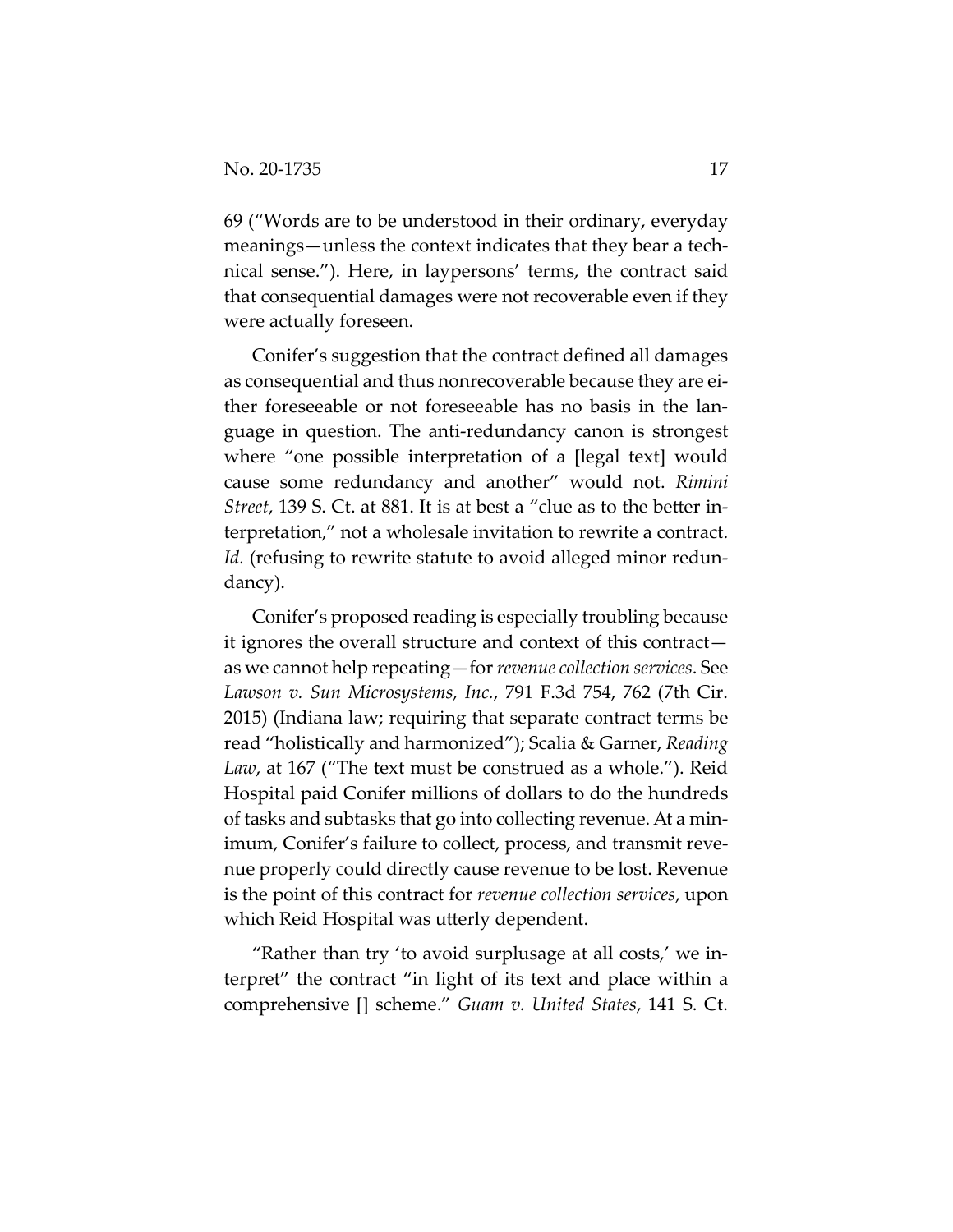69 ("Words are to be understood in their ordinary, everyday meanings—unless the context indicates that they bear a technical sense."). Here, in laypersons' terms, the contract said that consequential damages were not recoverable even if they were actually foreseen.

Conifer's suggestion that the contract defined all damages as consequential and thus nonrecoverable because they are either foreseeable or not foreseeable has no basis in the language in question. The anti-redundancy canon is strongest where "one possible interpretation of a [legal text] would cause some redundancy and another" would not. *Rimini Street*, 139 S. Ct. at 881. It is at best a "clue as to the better interpretation," not a wholesale invitation to rewrite a contract. *Id.* (refusing to rewrite statute to avoid alleged minor redundancy).

Conifer's proposed reading is especially troubling because it ignores the overall structure and context of this contract—as we cannot help repeating—for *revenue collection services*. See *Lawson v. Sun Microsystems, Inc.*, 791 F.3d 754, 762 (7th Cir. 2015) (Indiana law; requiring that separate contract terms be read "holistically and harmonized"); Scalia & Garner, *Reading Law*, at 167 ("The text must be construed as a whole."). Reid Hospital paid Conifer millions of dollars to do the hundreds of tasks and subtasks that go into collecting revenue. At a minimum, Conifer's failure to collect, process, and transmit revenue properly could directly cause revenue to be lost. Revenue is the point of this contract for *revenue collection services*, upon which Reid Hospital was utterly dependent.

"Rather than try 'to avoid surplusage at all costs,' we interpret" the contract "in light of its text and place within a comprehensive [] scheme." *Guam v. United States*, 141 S. Ct.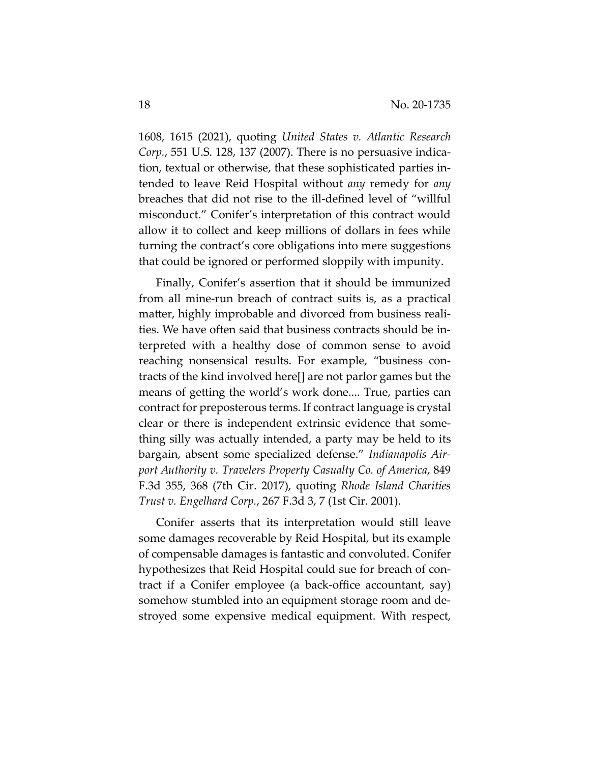1608, 1615 (2021), quoting *United States v. Atlantic Research Corp.*, 551 U.S. 128, 137 (2007). There is no persuasive indication, textual or otherwise, that these sophisticated parties intended to leave Reid Hospital without *any* remedy for *any* breaches that did not rise to the ill-defined level of "willful misconduct." Conifer's interpretation of this contract would allow it to collect and keep millions of dollars in fees while turning the contract's core obligations into mere suggestions that could be ignored or performed sloppily with impunity.

Finally, Conifer's assertion that it should be immunized from all mine-run breach of contract suits is, as a practical matter, highly improbable and divorced from business realities. We have often said that business contracts should be interpreted with a healthy dose of common sense to avoid reaching nonsensical results. For example, "business contracts of the kind involved here[] are not parlor games but the means of getting the world's work done.... True, parties can contract for preposterous terms. If contract language is crystal clear or there is independent extrinsic evidence that something silly was actually intended, a party may be held to its bargain, absent some specialized defense." *Indianapolis Airport Authority v. Travelers Property Casualty Co. of America*, 849 F.3d 355, 368 (7th Cir. 2017), quoting *Rhode Island Charities Trust v. Engelhard Corp.*, 267 F.3d 3, 7 (1st Cir. 2001).

Conifer asserts that its interpretation would still leave some damages recoverable by Reid Hospital, but its example of compensable damages is fantastic and convoluted. Conifer hypothesizes that Reid Hospital could sue for breach of contract if a Conifer employee (a back-office accountant, say) somehow stumbled into an equipment storage room and destroyed some expensive medical equipment. With respect,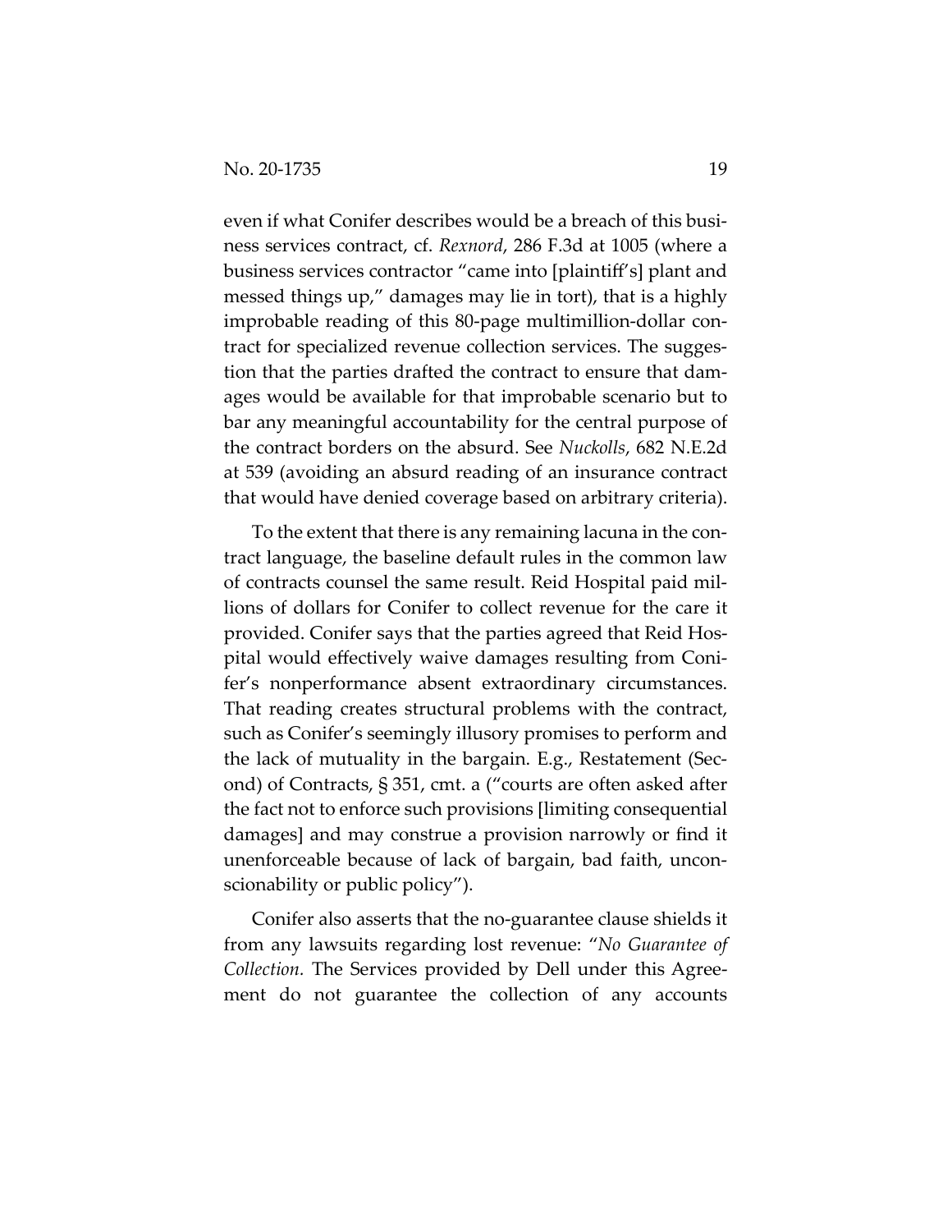even if what Conifer describes would be a breach of this business services contract, cf. *Rexnord*, 286 F.3d at 1005 (where a business services contractor "came into [plaintiff's] plant and messed things up," damages may lie in tort), that is a highly improbable reading of this 80-page multimillion-dollar contract for specialized revenue collection services. The suggestion that the parties drafted the contract to ensure that damages would be available for that improbable scenario but to bar any meaningful accountability for the central purpose of the contract borders on the absurd. See *Nuckolls*, 682 N.E.2d at 539 (avoiding an absurd reading of an insurance contract that would have denied coverage based on arbitrary criteria).

To the extent that there is any remaining lacuna in the contract language, the baseline default rules in the common law of contracts counsel the same result. Reid Hospital paid millions of dollars for Conifer to collect revenue for the care it provided. Conifer says that the parties agreed that Reid Hospital would effectively waive damages resulting from Conifer's nonperformance absent extraordinary circumstances. That reading creates structural problems with the contract, such as Conifer's seemingly illusory promises to perform and the lack of mutuality in the bargain. E.g., Restatement (Second) of Contracts, § 351, cmt. a ("courts are often asked after the fact not to enforce such provisions [limiting consequential damages] and may construe a provision narrowly or find it unenforceable because of lack of bargain, bad faith, unconscionability or public policy").

Conifer also asserts that the no-guarantee clause shields it from any lawsuits regarding lost revenue: "*No Guarantee of Collection.* The Services provided by Dell under this Agreement do not guarantee the collection of any accounts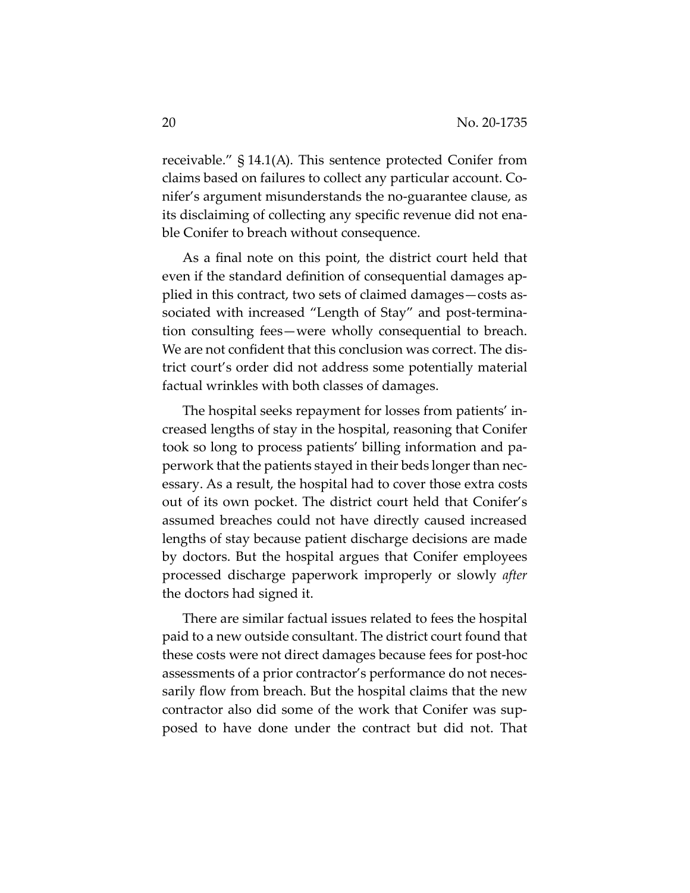receivable." § 14.1(A). This sentence protected Conifer from claims based on failures to collect any particular account. Conifer's argument misunderstands the no-guarantee clause, as its disclaiming of collecting any specific revenue did not enable Conifer to breach without consequence.

As a final note on this point, the district court held that even if the standard definition of consequential damages applied in this contract, two sets of claimed damages—costs associated with increased "Length of Stay" and post-termination consulting fees—were wholly consequential to breach. We are not confident that this conclusion was correct. The district court's order did not address some potentially material factual wrinkles with both classes of damages.

The hospital seeks repayment for losses from patients' increased lengths of stay in the hospital, reasoning that Conifer took so long to process patients' billing information and paperwork that the patients stayed in their beds longer than necessary. As a result, the hospital had to cover those extra costs out of its own pocket. The district court held that Conifer's assumed breaches could not have directly caused increased lengths of stay because patient discharge decisions are made by doctors. But the hospital argues that Conifer employees processed discharge paperwork improperly or slowly *after* the doctors had signed it.

There are similar factual issues related to fees the hospital paid to a new outside consultant. The district court found that these costs were not direct damages because fees for post-hoc assessments of a prior contractor's performance do not necessarily flow from breach. But the hospital claims that the new contractor also did some of the work that Conifer was supposed to have done under the contract but did not. That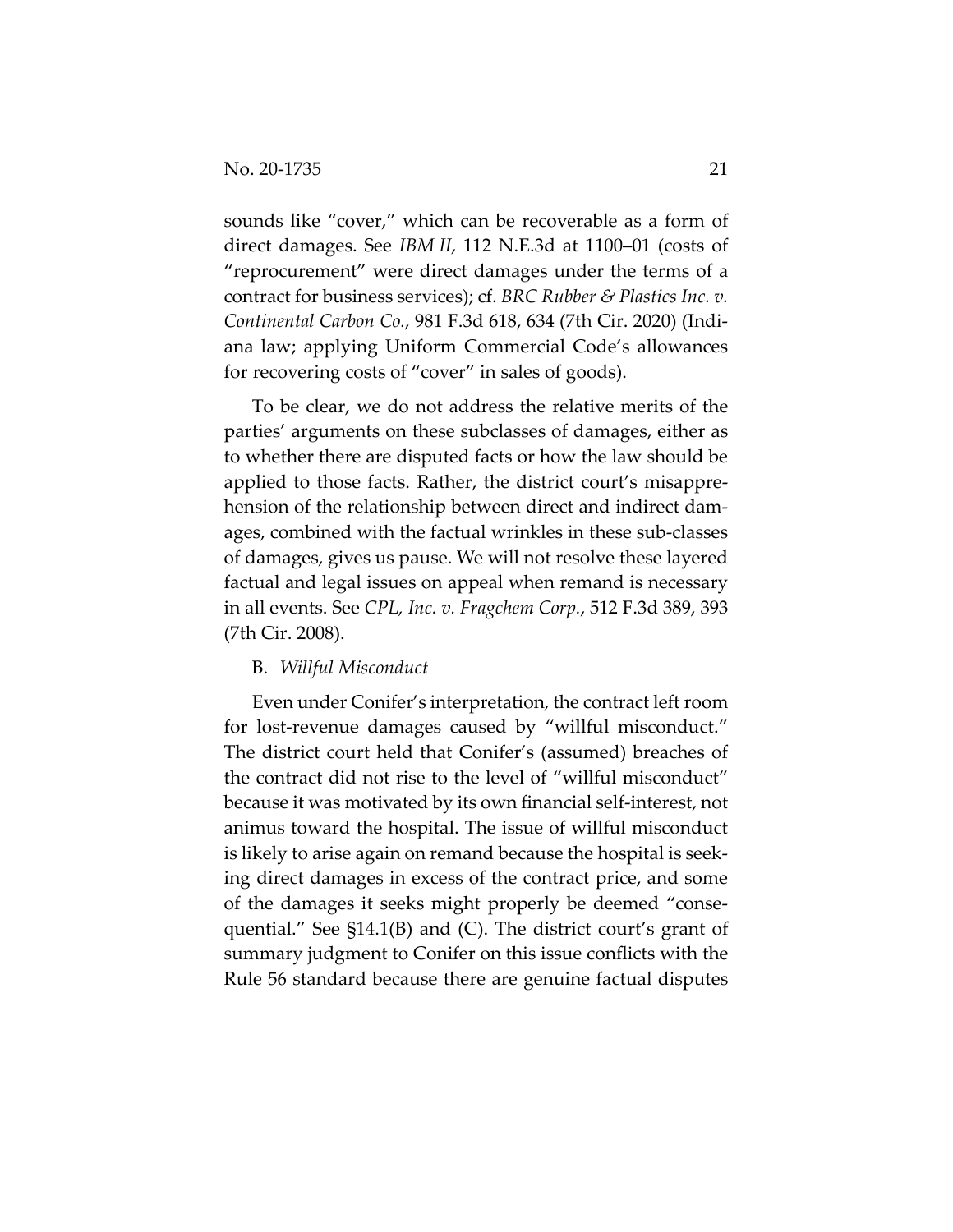sounds like "cover," which can be recoverable as a form of direct damages. See *IBM II*, 112 N.E.3d at 1100–01 (costs of "reprocurement" were direct damages under the terms of a contract for business services); cf. *BRC Rubber & Plastics Inc. v. Continental Carbon Co.*, 981 F.3d 618, 634 (7th Cir. 2020) (Indiana law; applying Uniform Commercial Code's allowances for recovering costs of "cover" in sales of goods).

To be clear, we do not address the relative merits of the parties' arguments on these subclasses of damages, either as to whether there are disputed facts or how the law should be applied to those facts. Rather, the district court's misapprehension of the relationship between direct and indirect damages, combined with the factual wrinkles in these sub-classes of damages, gives us pause. We will not resolve these layered factual and legal issues on appeal when remand is necessary in all events. See *CPL, Inc. v. Fragchem Corp.*, 512 F.3d 389, 393 (7th Cir. 2008).

B. *Willful Misconduct*

Even under Conifer's interpretation, the contract left room for lost-revenue damages caused by "willful misconduct." The district court held that Conifer's (assumed) breaches of the contract did not rise to the level of "willful misconduct" because it was motivated by its own financial self-interest, not animus toward the hospital. The issue of willful misconduct is likely to arise again on remand because the hospital is seeking direct damages in excess of the contract price, and some of the damages it seeks might properly be deemed "consequential." See §14.1(B) and (C). The district court's grant of summary judgment to Conifer on this issue conflicts with the Rule 56 standard because there are genuine factual disputes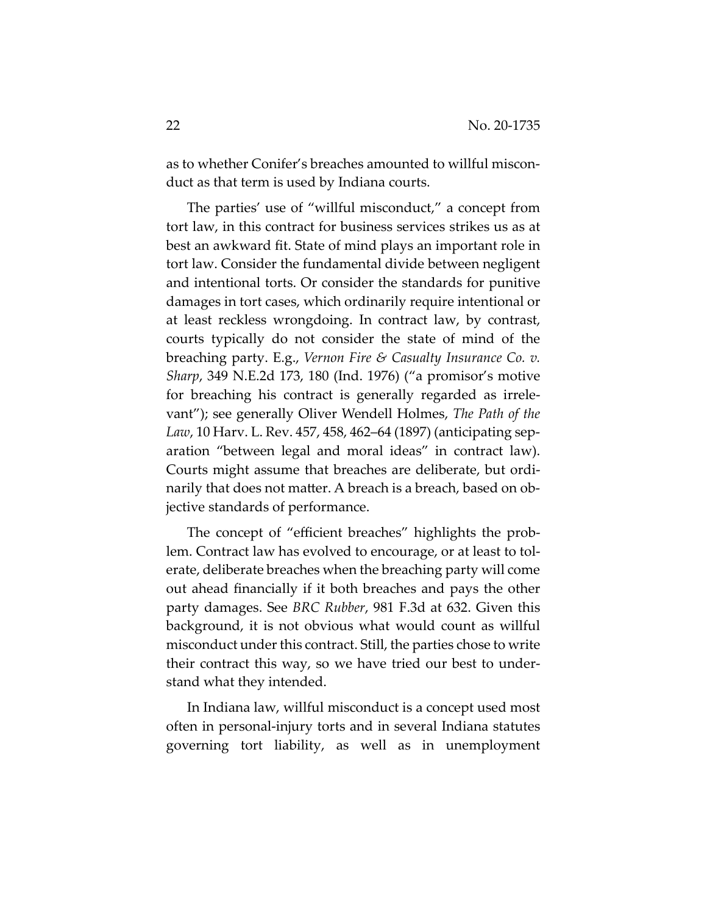as to whether Conifer's breaches amounted to willful misconduct as that term is used by Indiana courts.

The parties' use of "willful misconduct," a concept from tort law, in this contract for business services strikes us as at best an awkward fit. State of mind plays an important role in tort law. Consider the fundamental divide between negligent and intentional torts. Or consider the standards for punitive damages in tort cases, which ordinarily require intentional or at least reckless wrongdoing. In contract law, by contrast, courts typically do not consider the state of mind of the breaching party. E.g., *Vernon Fire & Casualty Insurance Co. v. Sharp*, 349 N.E.2d 173, 180 (Ind. 1976) ("a promisor's motive for breaching his contract is generally regarded as irrelevant"); see generally Oliver Wendell Holmes, *The Path of the Law*, 10 Harv. L. Rev. 457, 458, 462–64 (1897) (anticipating separation "between legal and moral ideas" in contract law). Courts might assume that breaches are deliberate, but ordinarily that does not matter. A breach is a breach, based on objective standards of performance.

The concept of "efficient breaches" highlights the problem. Contract law has evolved to encourage, or at least to tolerate, deliberate breaches when the breaching party will come out ahead financially if it both breaches and pays the other party damages. See *BRC Rubber*, 981 F.3d at 632. Given this background, it is not obvious what would count as willful misconduct under this contract. Still, the parties chose to write their contract this way, so we have tried our best to understand what they intended.

In Indiana law, willful misconduct is a concept used most often in personal-injury torts and in several Indiana statutes governing tort liability, as well as in unemployment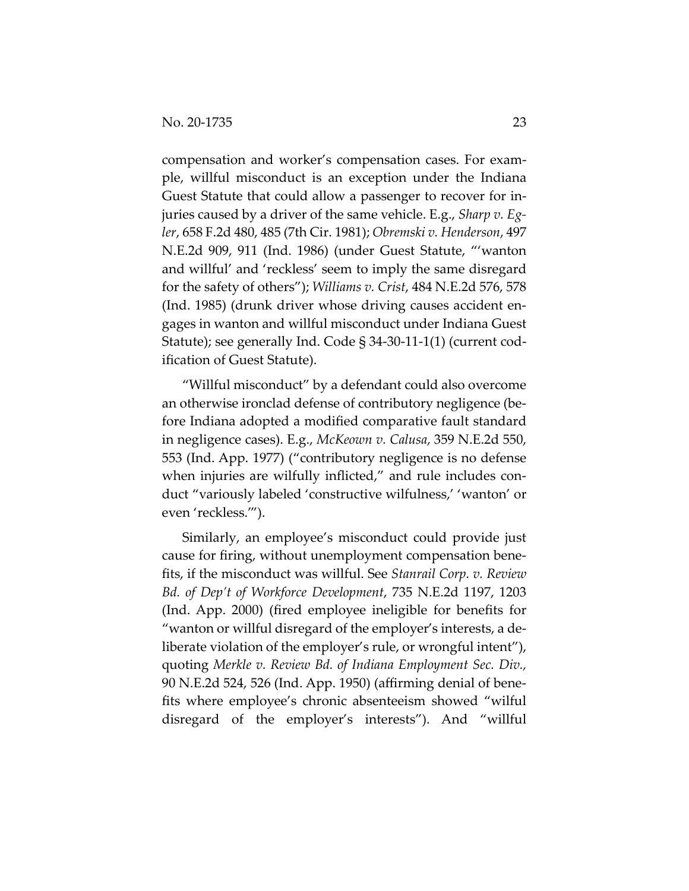compensation and worker's compensation cases. For example, willful misconduct is an exception under the Indiana Guest Statute that could allow a passenger to recover for injuries caused by a driver of the same vehicle. E.g., *Sharp v. Egler*, 658 F.2d 480, 485 (7th Cir. 1981); *Obremski v. Henderson*, 497 N.E.2d 909, 911 (Ind. 1986) (under Guest Statute, "'wanton and willful' and 'reckless' seem to imply the same disregard for the safety of others"); *Williams v. Crist*, 484 N.E.2d 576, 578 (Ind. 1985) (drunk driver whose driving causes accident engages in wanton and willful misconduct under Indiana Guest Statute); see generally Ind. Code § 34-30-11-1(1) (current codification of Guest Statute).

"Willful misconduct" by a defendant could also overcome an otherwise ironclad defense of contributory negligence (before Indiana adopted a modified comparative fault standard in negligence cases). E.g., *McKeown v. Calusa*, 359 N.E.2d 550, 553 (Ind. App. 1977) ("contributory negligence is no defense when injuries are wilfully inflicted," and rule includes conduct "variously labeled 'constructive wilfulness,' 'wanton' or even 'reckless.'").

Similarly, an employee's misconduct could provide just cause for firing, without unemployment compensation benefits, if the misconduct was willful. See *Stanrail Corp. v. Review Bd. of Dep't of Workforce Development*, 735 N.E.2d 1197, 1203 (Ind. App. 2000) (fired employee ineligible for benefits for "wanton or willful disregard of the employer's interests, a deliberate violation of the employer's rule, or wrongful intent"), quoting *Merkle v. Review Bd. of Indiana Employment Sec. Div.*, 90 N.E.2d 524, 526 (Ind. App. 1950) (affirming denial of benefits where employee's chronic absenteeism showed "wilful disregard of the employer's interests"). And "willful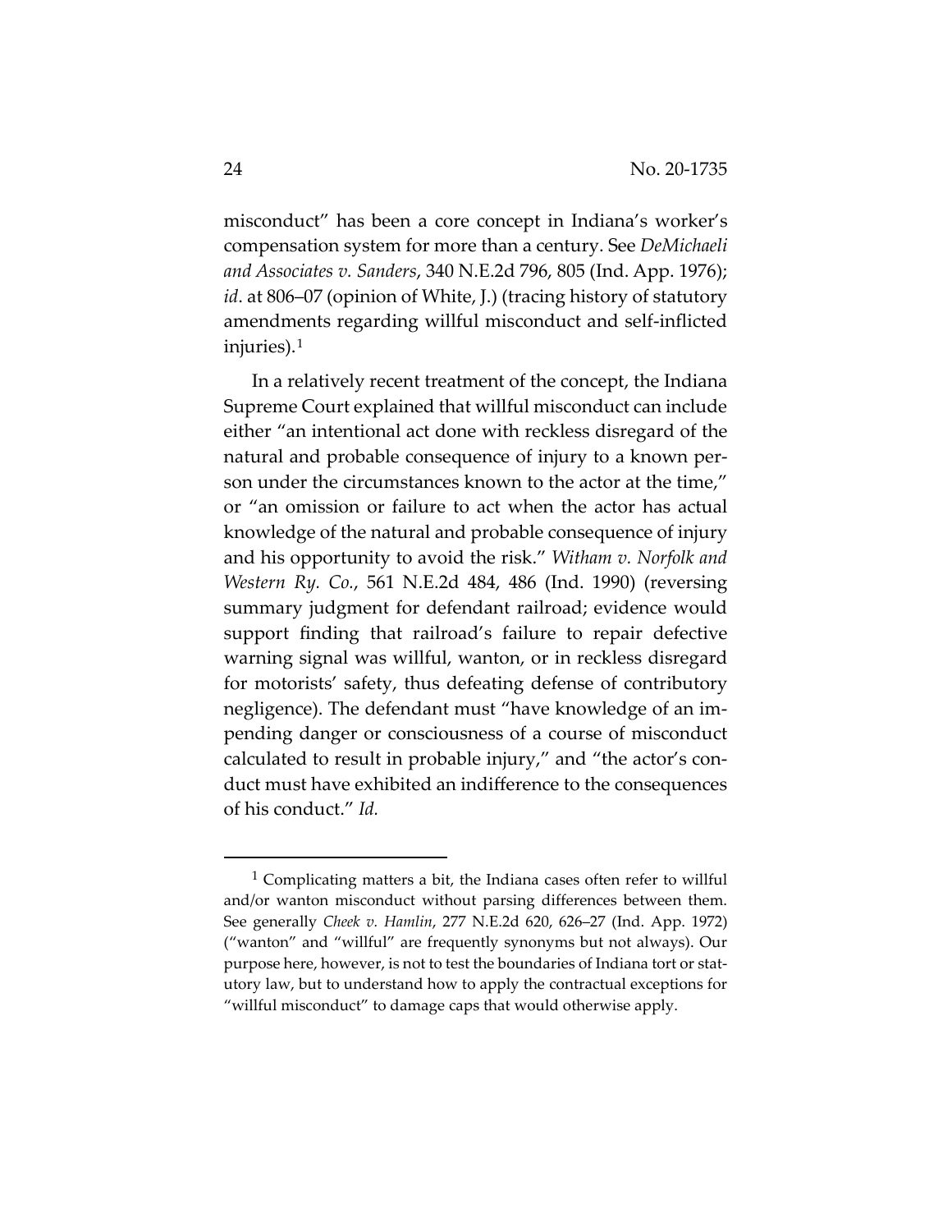misconduct" has been a core concept in Indiana's worker's compensation system for more than a century. See *DeMichaeli and Associates v. Sanders*, 340 N.E.2d 796, 805 (Ind. App. 1976); *id*. at 806–07 (opinion of White, J.) (tracing history of statutory amendments regarding willful misconduct and self-inflicted injuries).[1]

In a relatively recent treatment of the concept, the Indiana Supreme Court explained that willful misconduct can include either "an intentional act done with reckless disregard of the natural and probable consequence of injury to a known person under the circumstances known to the actor at the time," or "an omission or failure to act when the actor has actual knowledge of the natural and probable consequence of injury and his opportunity to avoid the risk." *Witham v. Norfolk and Western Ry. Co.*, 561 N.E.2d 484, 486 (Ind. 1990) (reversing summary judgment for defendant railroad; evidence would support finding that railroad's failure to repair defective warning signal was willful, wanton, or in reckless disregard for motorists' safety, thus defeating defense of contributory negligence). The defendant must "have knowledge of an impending danger or consciousness of a course of misconduct calculated to result in probable injury," and "the actor's conduct must have exhibited an indifference to the consequences of his conduct." *Id.*

---

[1] Complicating matters a bit, the Indiana cases often refer to willful and/or wanton misconduct without parsing differences between them. See generally *Cheek v. Hamlin*, 277 N.E.2d 620, 626–27 (Ind. App. 1972) ("wanton" and "willful" are frequently synonyms but not always). Our purpose here, however, is not to test the boundaries of Indiana tort or statutory law, but to understand how to apply the contractual exceptions for "willful misconduct" to damage caps that would otherwise apply.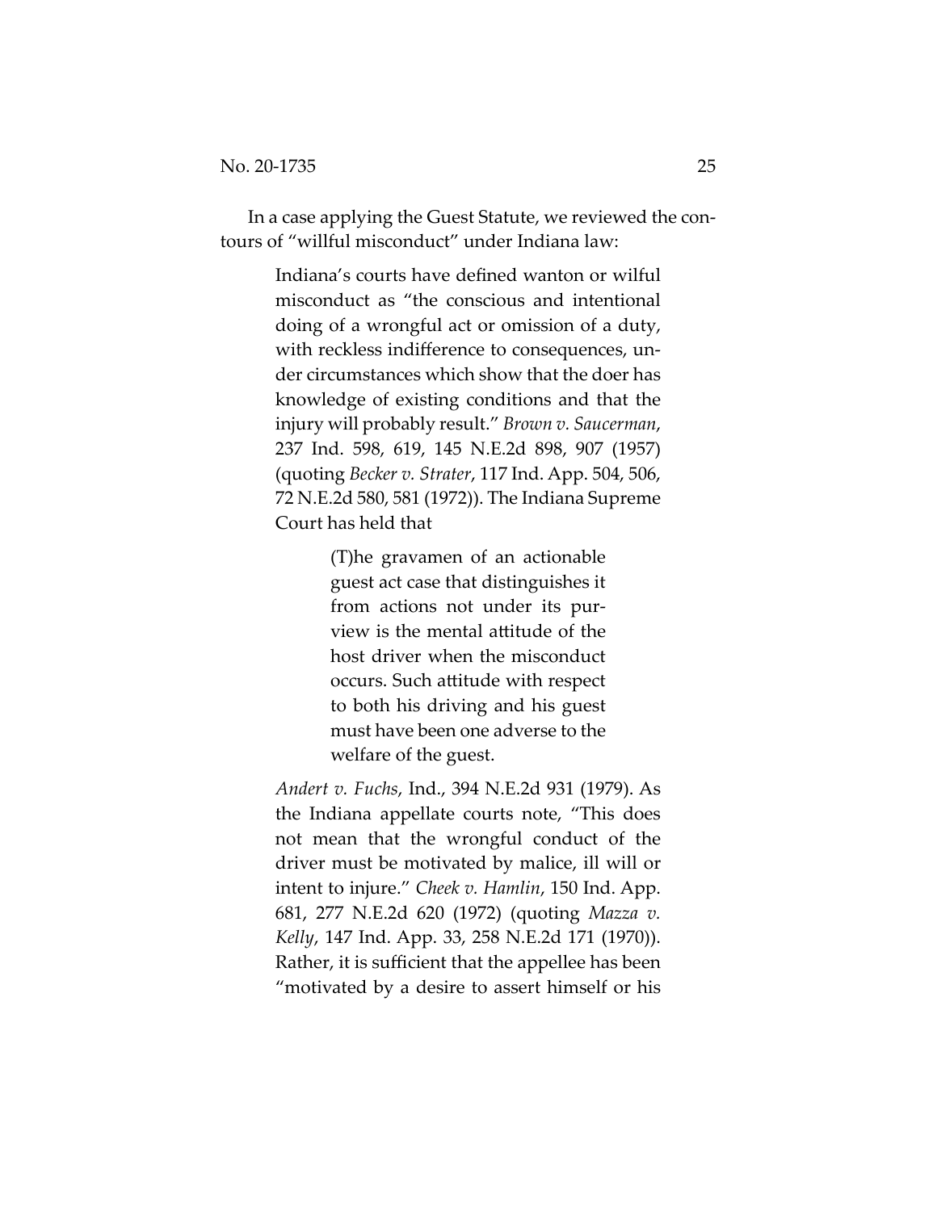In a case applying the Guest Statute, we reviewed the contours of "willful misconduct" under Indiana law:

> Indiana's courts have defined wanton or wilful misconduct as "the conscious and intentional doing of a wrongful act or omission of a duty, with reckless indifference to consequences, under circumstances which show that the doer has knowledge of existing conditions and that the injury will probably result." *Brown v. Saucerman*, 237 Ind. 598, 619, 145 N.E.2d 898, 907 (1957) (quoting *Becker v. Strater*, 117 Ind. App. 504, 506, 72 N.E.2d 580, 581 (1972)). The Indiana Supreme Court has held that
>
> > (T)he gravamen of an actionable guest act case that distinguishes it from actions not under its purview is the mental attitude of the host driver when the misconduct occurs. Such attitude with respect to both his driving and his guest must have been one adverse to the welfare of the guest.
>
> *Andert v. Fuchs*, Ind., 394 N.E.2d 931 (1979). As the Indiana appellate courts note, "This does not mean that the wrongful conduct of the driver must be motivated by malice, ill will or intent to injure." *Cheek v. Hamlin*, 150 Ind. App. 681, 277 N.E.2d 620 (1972) (quoting *Mazza v. Kelly*, 147 Ind. App. 33, 258 N.E.2d 171 (1970)). Rather, it is sufficient that the appellee has been "motivated by a desire to assert himself or his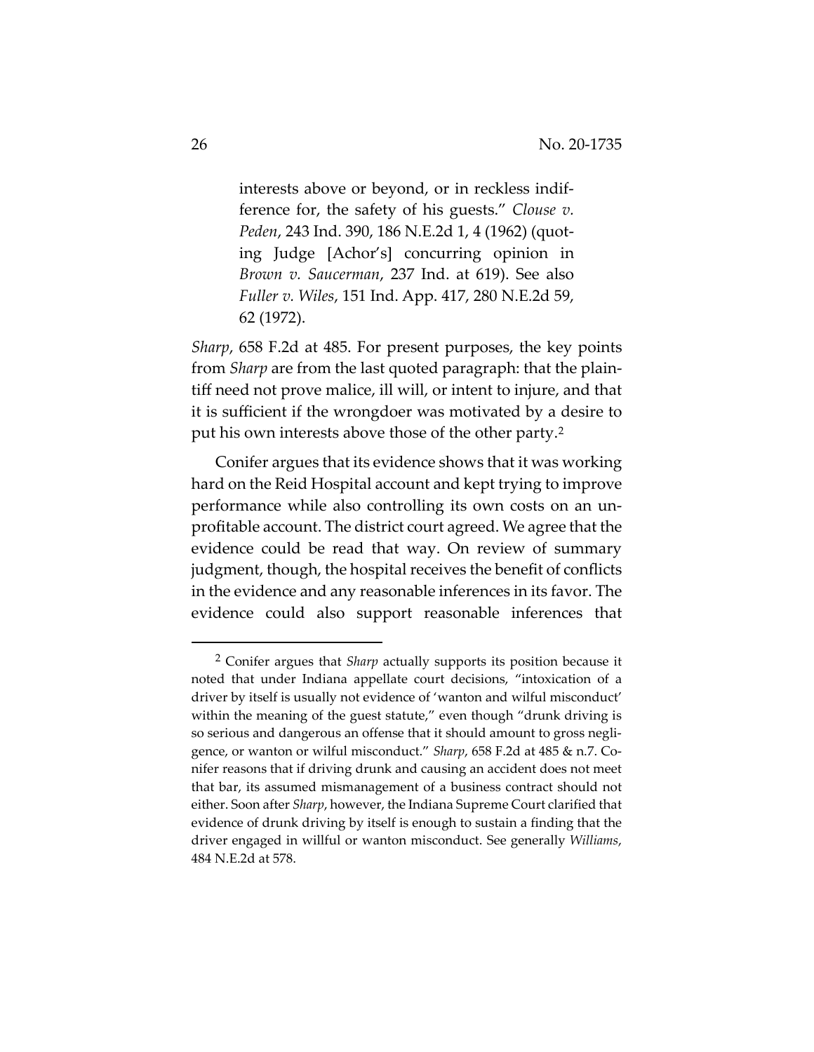> interests above or beyond, or in reckless indifference for, the safety of his guests." *Clouse v. Peden*, 243 Ind. 390, 186 N.E.2d 1, 4 (1962) (quoting Judge [Achor's] concurring opinion in *Brown v. Saucerman*, 237 Ind. at 619). See also *Fuller v. Wiles*, 151 Ind. App. 417, 280 N.E.2d 59, 62 (1972).

*Sharp*, 658 F.2d at 485. For present purposes, the key points from *Sharp* are from the last quoted paragraph: that the plaintiff need not prove malice, ill will, or intent to injure, and that it is sufficient if the wrongdoer was motivated by a desire to put his own interests above those of the other party.[2]

Conifer argues that its evidence shows that it was working hard on the Reid Hospital account and kept trying to improve performance while also controlling its own costs on an unprofitable account. The district court agreed. We agree that the evidence could be read that way. On review of summary judgment, though, the hospital receives the benefit of conflicts in the evidence and any reasonable inferences in its favor. The evidence could also support reasonable inferences that

---

[2] Conifer argues that *Sharp* actually supports its position because it noted that under Indiana appellate court decisions, "intoxication of a driver by itself is usually not evidence of 'wanton and wilful misconduct' within the meaning of the guest statute," even though "drunk driving is so serious and dangerous an offense that it should amount to gross negligence, or wanton or wilful misconduct." *Sharp*, 658 F.2d at 485 & n.7. Conifer reasons that if driving drunk and causing an accident does not meet that bar, its assumed mismanagement of a business contract should not either. Soon after *Sharp*, however, the Indiana Supreme Court clarified that evidence of drunk driving by itself is enough to sustain a finding that the driver engaged in willful or wanton misconduct. See generally *Williams*, 484 N.E.2d at 578.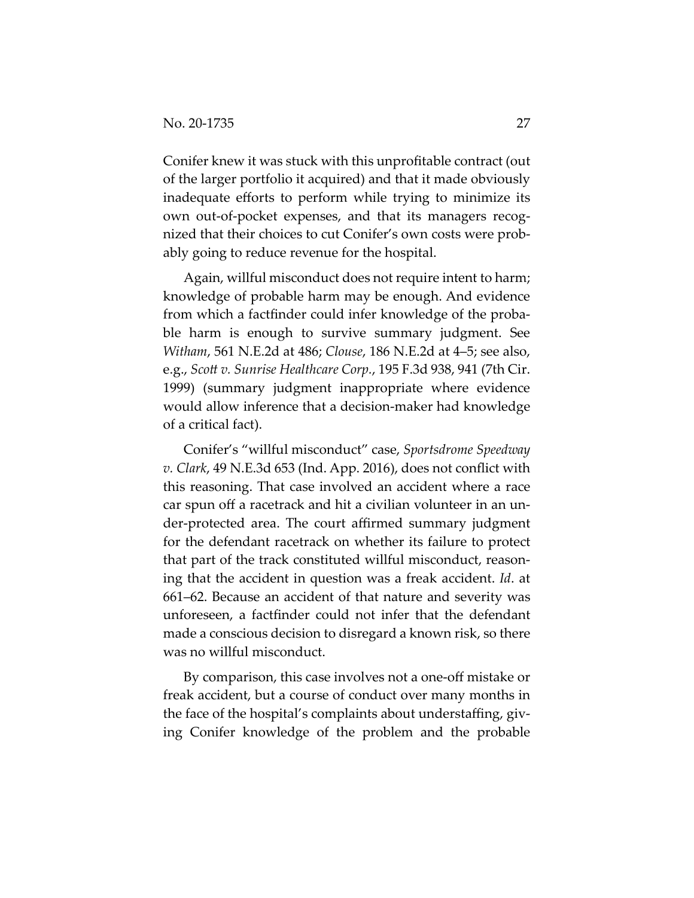Conifer knew it was stuck with this unprofitable contract (out of the larger portfolio it acquired) and that it made obviously inadequate efforts to perform while trying to minimize its own out-of-pocket expenses, and that its managers recognized that their choices to cut Conifer's own costs were probably going to reduce revenue for the hospital.

Again, willful misconduct does not require intent to harm; knowledge of probable harm may be enough. And evidence from which a factfinder could infer knowledge of the probable harm is enough to survive summary judgment. See *Witham*, 561 N.E.2d at 486; *Clouse*, 186 N.E.2d at 4–5; see also, e.g., *Scott v. Sunrise Healthcare Corp.*, 195 F.3d 938, 941 (7th Cir. 1999) (summary judgment inappropriate where evidence would allow inference that a decision-maker had knowledge of a critical fact).

Conifer's "willful misconduct" case, *Sportsdrome Speedway v. Clark*, 49 N.E.3d 653 (Ind. App. 2016), does not conflict with this reasoning. That case involved an accident where a race car spun off a racetrack and hit a civilian volunteer in an under-protected area. The court affirmed summary judgment for the defendant racetrack on whether its failure to protect that part of the track constituted willful misconduct, reasoning that the accident in question was a freak accident. *Id*. at 661–62. Because an accident of that nature and severity was unforeseen, a factfinder could not infer that the defendant made a conscious decision to disregard a known risk, so there was no willful misconduct.

By comparison, this case involves not a one-off mistake or freak accident, but a course of conduct over many months in the face of the hospital's complaints about understaffing, giving Conifer knowledge of the problem and the probable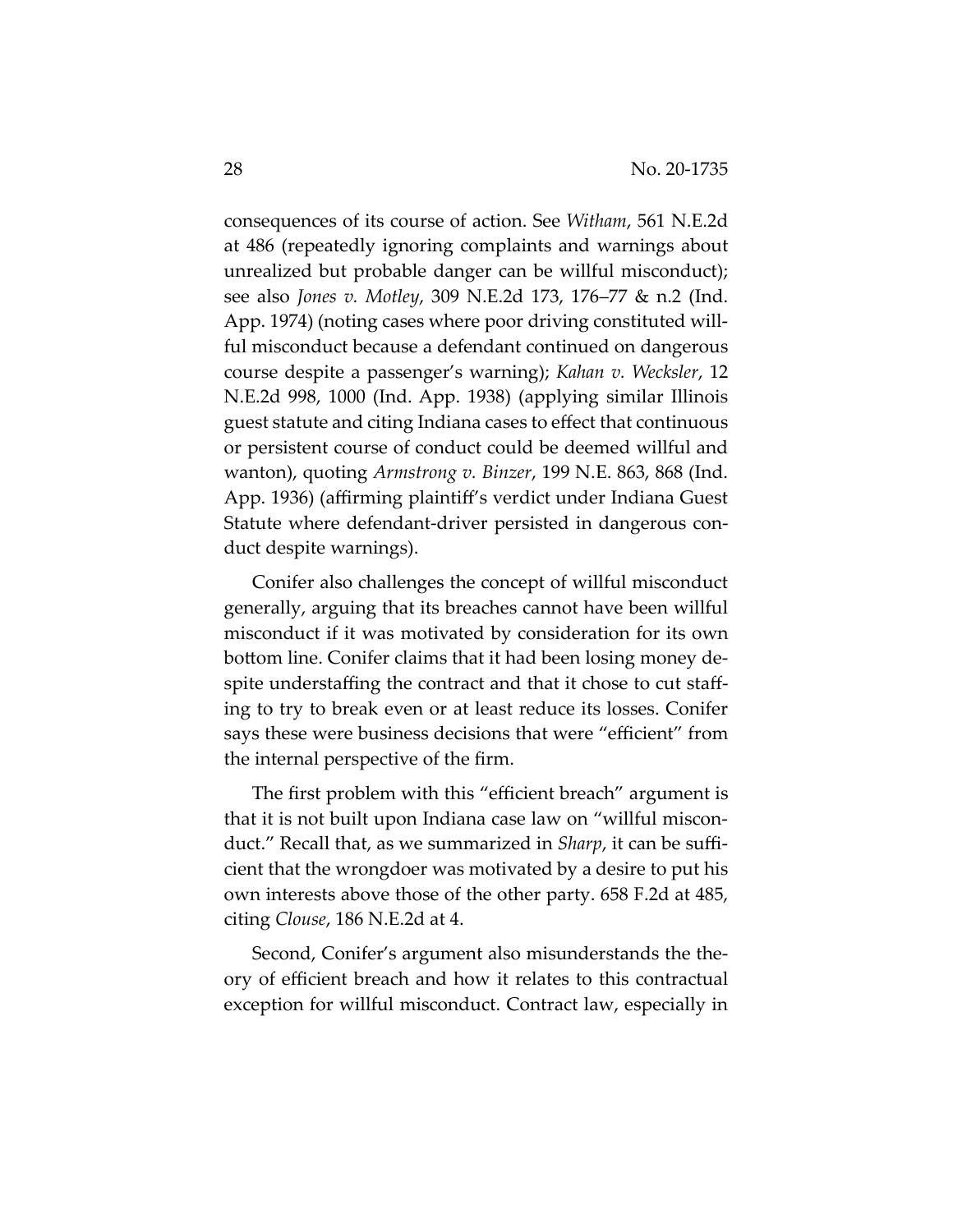consequences of its course of action. See *Witham*, 561 N.E.2d at 486 (repeatedly ignoring complaints and warnings about unrealized but probable danger can be willful misconduct); see also *Jones v. Motley*, 309 N.E.2d 173, 176–77 & n.2 (Ind. App. 1974) (noting cases where poor driving constituted willful misconduct because a defendant continued on dangerous course despite a passenger's warning); *Kahan v. Wecksler*, 12 N.E.2d 998, 1000 (Ind. App. 1938) (applying similar Illinois guest statute and citing Indiana cases to effect that continuous or persistent course of conduct could be deemed willful and wanton), quoting *Armstrong v. Binzer*, 199 N.E. 863, 868 (Ind. App. 1936) (affirming plaintiff's verdict under Indiana Guest Statute where defendant-driver persisted in dangerous conduct despite warnings).

Conifer also challenges the concept of willful misconduct generally, arguing that its breaches cannot have been willful misconduct if it was motivated by consideration for its own bottom line. Conifer claims that it had been losing money despite understaffing the contract and that it chose to cut staffing to try to break even or at least reduce its losses. Conifer says these were business decisions that were "efficient" from the internal perspective of the firm.

The first problem with this "efficient breach" argument is that it is not built upon Indiana case law on "willful misconduct." Recall that, as we summarized in *Sharp*, it can be sufficient that the wrongdoer was motivated by a desire to put his own interests above those of the other party. 658 F.2d at 485, citing *Clouse*, 186 N.E.2d at 4.

Second, Conifer's argument also misunderstands the theory of efficient breach and how it relates to this contractual exception for willful misconduct. Contract law, especially in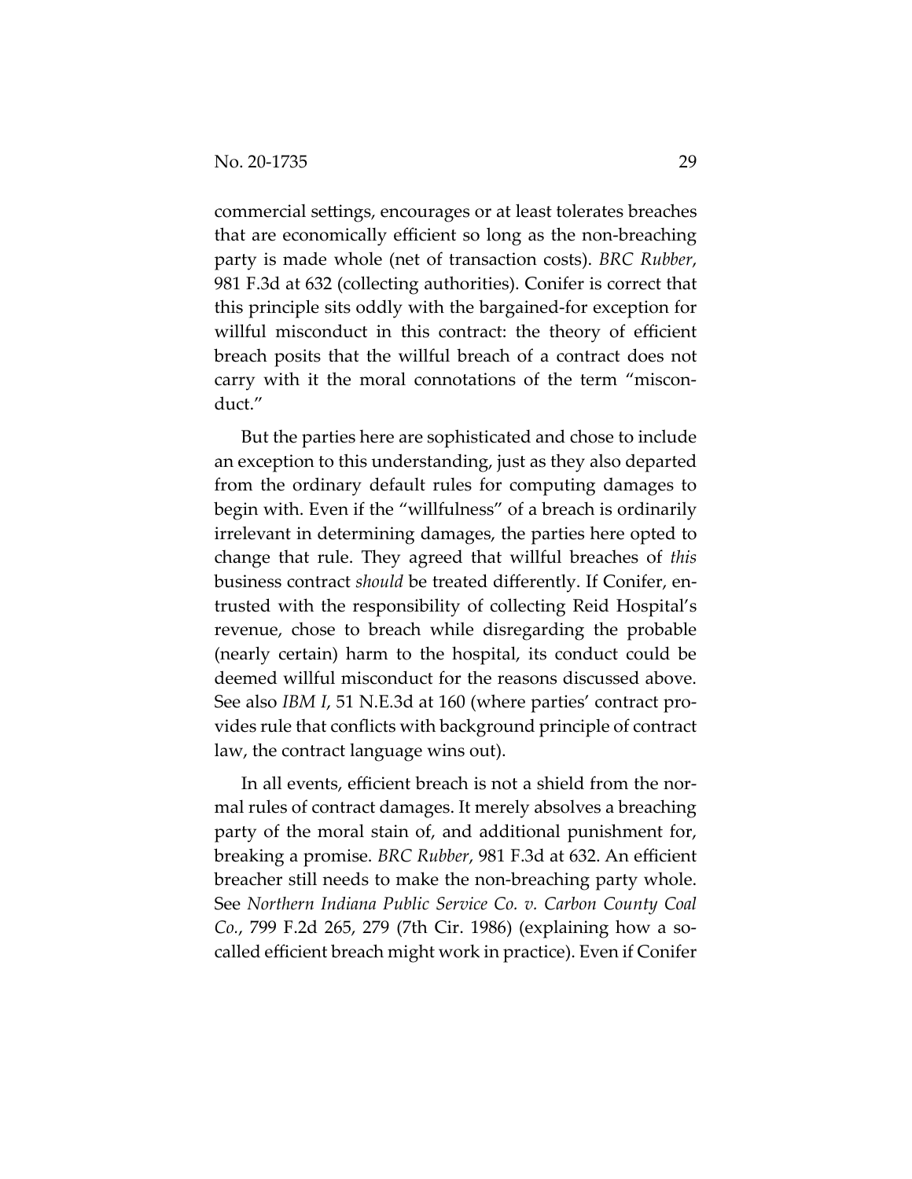commercial settings, encourages or at least tolerates breaches that are economically efficient so long as the non-breaching party is made whole (net of transaction costs). *BRC Rubber*, 981 F.3d at 632 (collecting authorities). Conifer is correct that this principle sits oddly with the bargained-for exception for willful misconduct in this contract: the theory of efficient breach posits that the willful breach of a contract does not carry with it the moral connotations of the term "misconduct."

But the parties here are sophisticated and chose to include an exception to this understanding, just as they also departed from the ordinary default rules for computing damages to begin with. Even if the "willfulness" of a breach is ordinarily irrelevant in determining damages, the parties here opted to change that rule. They agreed that willful breaches of *this* business contract *should* be treated differently. If Conifer, entrusted with the responsibility of collecting Reid Hospital's revenue, chose to breach while disregarding the probable (nearly certain) harm to the hospital, its conduct could be deemed willful misconduct for the reasons discussed above. See also *IBM I*, 51 N.E.3d at 160 (where parties' contract provides rule that conflicts with background principle of contract law, the contract language wins out).

In all events, efficient breach is not a shield from the normal rules of contract damages. It merely absolves a breaching party of the moral stain of, and additional punishment for, breaking a promise. *BRC Rubber*, 981 F.3d at 632. An efficient breacher still needs to make the non-breaching party whole. See *Northern Indiana Public Service Co. v. Carbon County Coal Co.*, 799 F.2d 265, 279 (7th Cir. 1986) (explaining how a so-called efficient breach might work in practice). Even if Conifer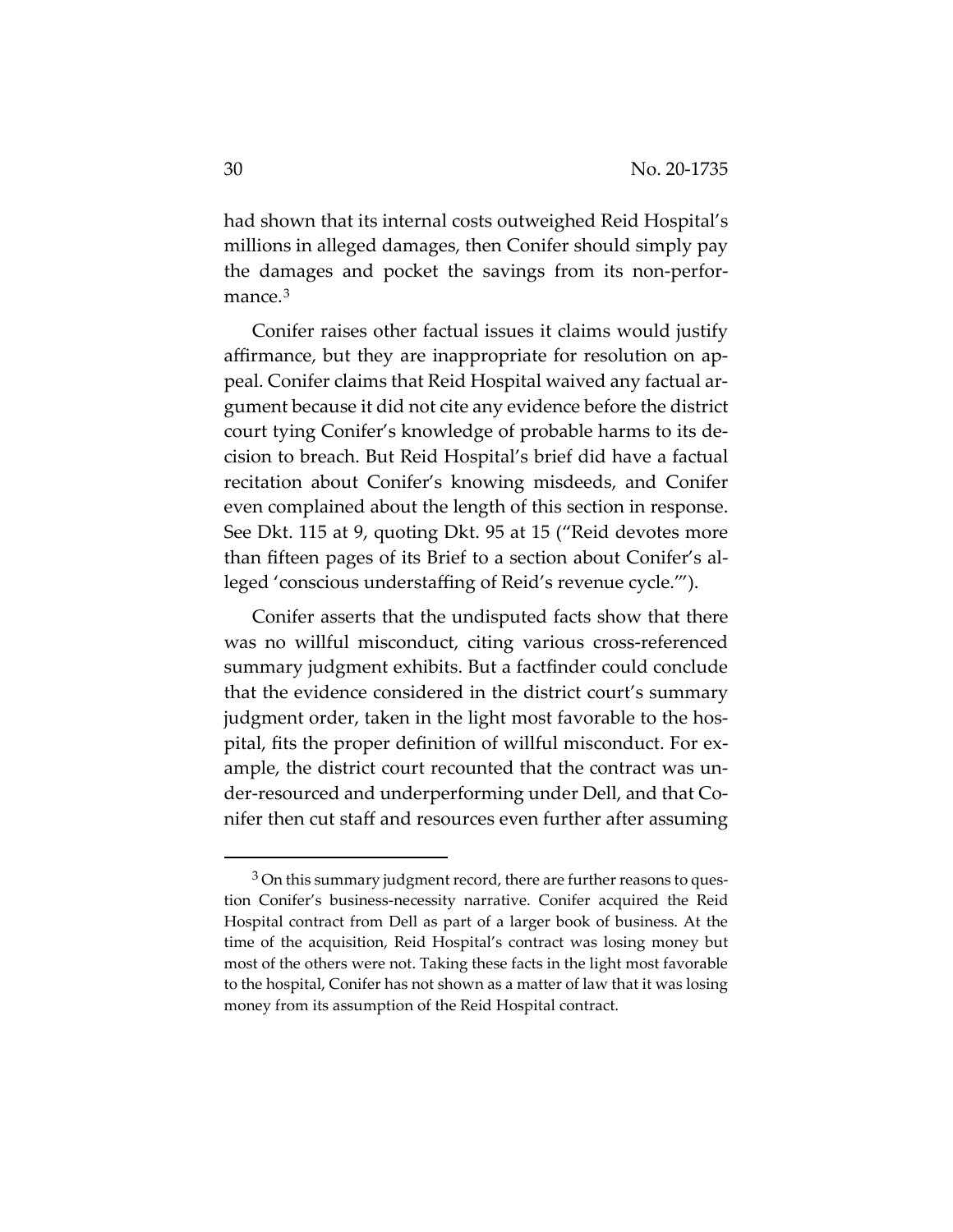had shown that its internal costs outweighed Reid Hospital's millions in alleged damages, then Conifer should simply pay the damages and pocket the savings from its non-performance.[3]

Conifer raises other factual issues it claims would justify affirmance, but they are inappropriate for resolution on appeal. Conifer claims that Reid Hospital waived any factual argument because it did not cite any evidence before the district court tying Conifer's knowledge of probable harms to its decision to breach. But Reid Hospital's brief did have a factual recitation about Conifer's knowing misdeeds, and Conifer even complained about the length of this section in response. See Dkt. 115 at 9, quoting Dkt. 95 at 15 ("Reid devotes more than fifteen pages of its Brief to a section about Conifer's alleged 'conscious understaffing of Reid's revenue cycle.'").

Conifer asserts that the undisputed facts show that there was no willful misconduct, citing various cross-referenced summary judgment exhibits. But a factfinder could conclude that the evidence considered in the district court's summary judgment order, taken in the light most favorable to the hospital, fits the proper definition of willful misconduct. For example, the district court recounted that the contract was under-resourced and underperforming under Dell, and that Conifer then cut staff and resources even further after assuming

[3] On this summary judgment record, there are further reasons to question Conifer's business-necessity narrative. Conifer acquired the Reid Hospital contract from Dell as part of a larger book of business. At the time of the acquisition, Reid Hospital's contract was losing money but most of the others were not. Taking these facts in the light most favorable to the hospital, Conifer has not shown as a matter of law that it was losing money from its assumption of the Reid Hospital contract.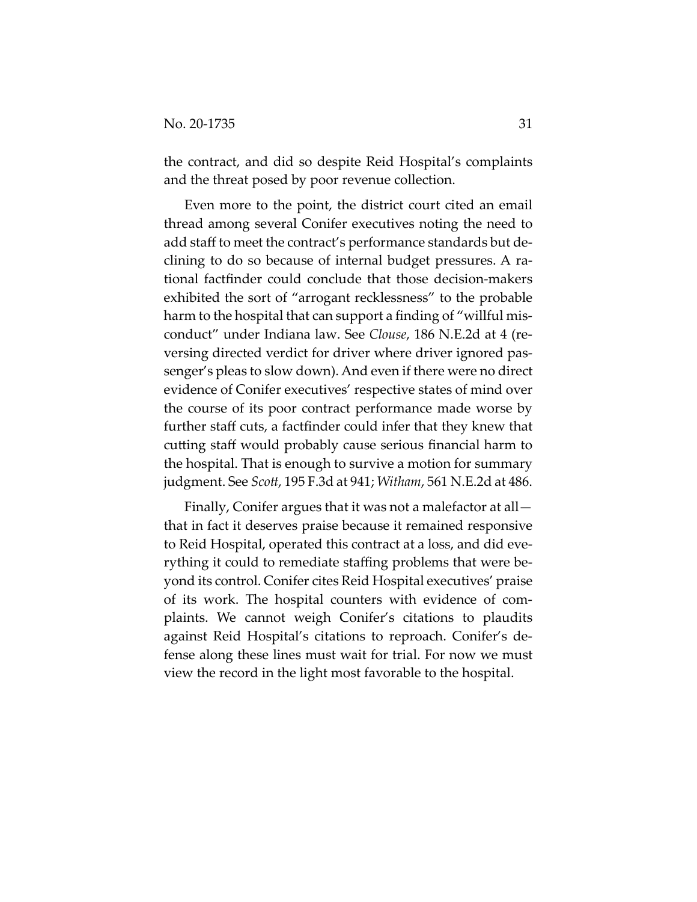the contract, and did so despite Reid Hospital's complaints and the threat posed by poor revenue collection.

Even more to the point, the district court cited an email thread among several Conifer executives noting the need to add staff to meet the contract's performance standards but declining to do so because of internal budget pressures. A rational factfinder could conclude that those decision-makers exhibited the sort of "arrogant recklessness" to the probable harm to the hospital that can support a finding of "willful misconduct" under Indiana law. See *Clouse*, 186 N.E.2d at 4 (reversing directed verdict for driver where driver ignored passenger's pleas to slow down). And even if there were no direct evidence of Conifer executives' respective states of mind over the course of its poor contract performance made worse by further staff cuts, a factfinder could infer that they knew that cutting staff would probably cause serious financial harm to the hospital. That is enough to survive a motion for summary judgment. See *Scott*, 195 F.3d at 941; *Witham*, 561 N.E.2d at 486.

Finally, Conifer argues that it was not a malefactor at all—that in fact it deserves praise because it remained responsive to Reid Hospital, operated this contract at a loss, and did everything it could to remediate staffing problems that were beyond its control. Conifer cites Reid Hospital executives' praise of its work. The hospital counters with evidence of complaints. We cannot weigh Conifer's citations to plaudits against Reid Hospital's citations to reproach. Conifer's defense along these lines must wait for trial. For now we must view the record in the light most favorable to the hospital.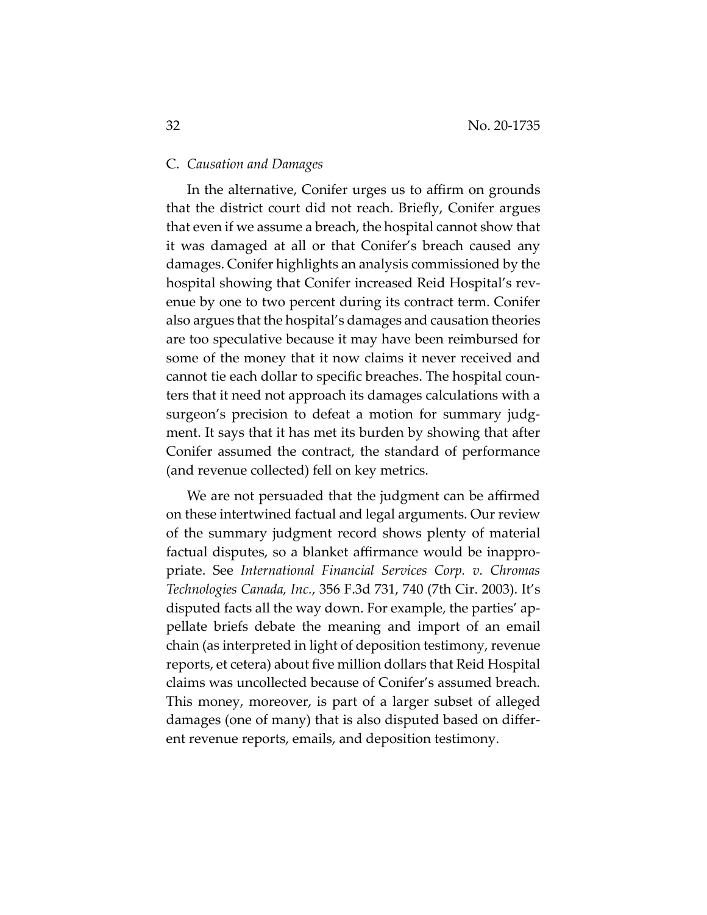### C. *Causation and Damages*

In the alternative, Conifer urges us to affirm on grounds that the district court did not reach. Briefly, Conifer argues that even if we assume a breach, the hospital cannot show that it was damaged at all or that Conifer's breach caused any damages. Conifer highlights an analysis commissioned by the hospital showing that Conifer increased Reid Hospital's revenue by one to two percent during its contract term. Conifer also argues that the hospital's damages and causation theories are too speculative because it may have been reimbursed for some of the money that it now claims it never received and cannot tie each dollar to specific breaches. The hospital counters that it need not approach its damages calculations with a surgeon's precision to defeat a motion for summary judgment. It says that it has met its burden by showing that after Conifer assumed the contract, the standard of performance (and revenue collected) fell on key metrics.

We are not persuaded that the judgment can be affirmed on these intertwined factual and legal arguments. Our review of the summary judgment record shows plenty of material factual disputes, so a blanket affirmance would be inappropriate. See *International Financial Services Corp. v. Chromas Technologies Canada, Inc.*, 356 F.3d 731, 740 (7th Cir. 2003). It's disputed facts all the way down. For example, the parties' appellate briefs debate the meaning and import of an email chain (as interpreted in light of deposition testimony, revenue reports, et cetera) about five million dollars that Reid Hospital claims was uncollected because of Conifer's assumed breach. This money, moreover, is part of a larger subset of alleged damages (one of many) that is also disputed based on different revenue reports, emails, and deposition testimony.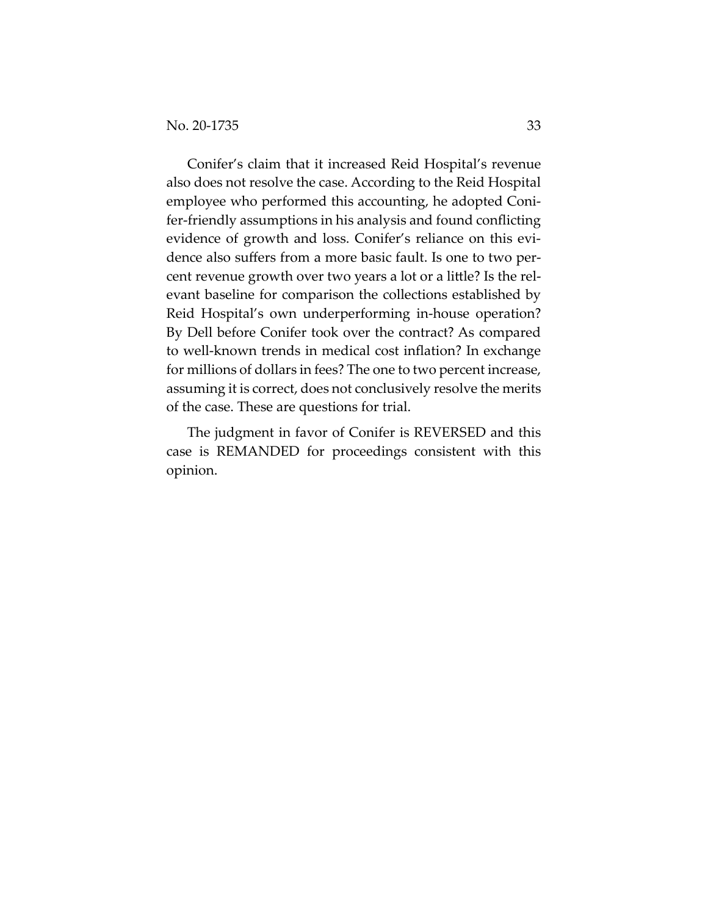Conifer's claim that it increased Reid Hospital's revenue also does not resolve the case. According to the Reid Hospital employee who performed this accounting, he adopted Conifer-friendly assumptions in his analysis and found conflicting evidence of growth and loss. Conifer's reliance on this evidence also suffers from a more basic fault. Is one to two percent revenue growth over two years a lot or a little? Is the relevant baseline for comparison the collections established by Reid Hospital's own underperforming in-house operation? By Dell before Conifer took over the contract? As compared to well-known trends in medical cost inflation? In exchange for millions of dollars in fees? The one to two percent increase, assuming it is correct, does not conclusively resolve the merits of the case. These are questions for trial.

The judgment in favor of Conifer is REVERSED and this case is REMANDED for proceedings consistent with this opinion.